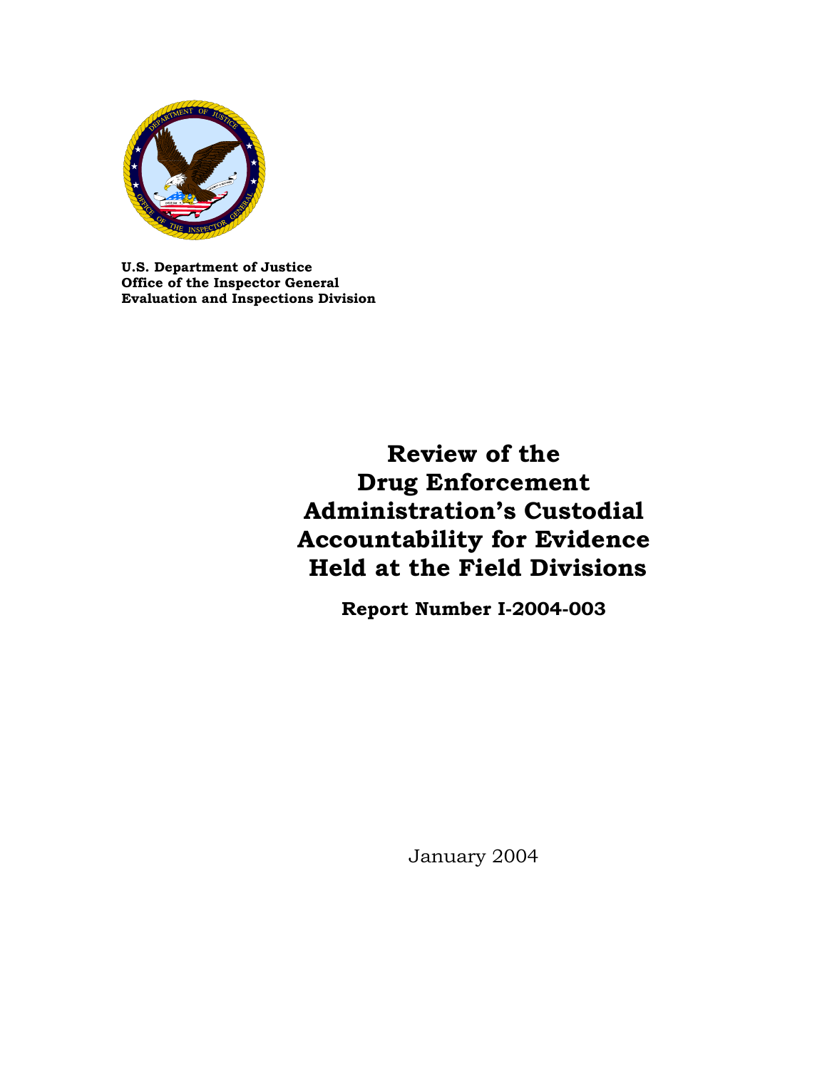**U.S. Department of Justice**
**Office of the Inspector General**
**Evaluation and Inspections Division**

# Review of the Drug Enforcement Administration's Custodial Accountability for Evidence Held at the Field Divisions

**Report Number I-2004-003**

January 2004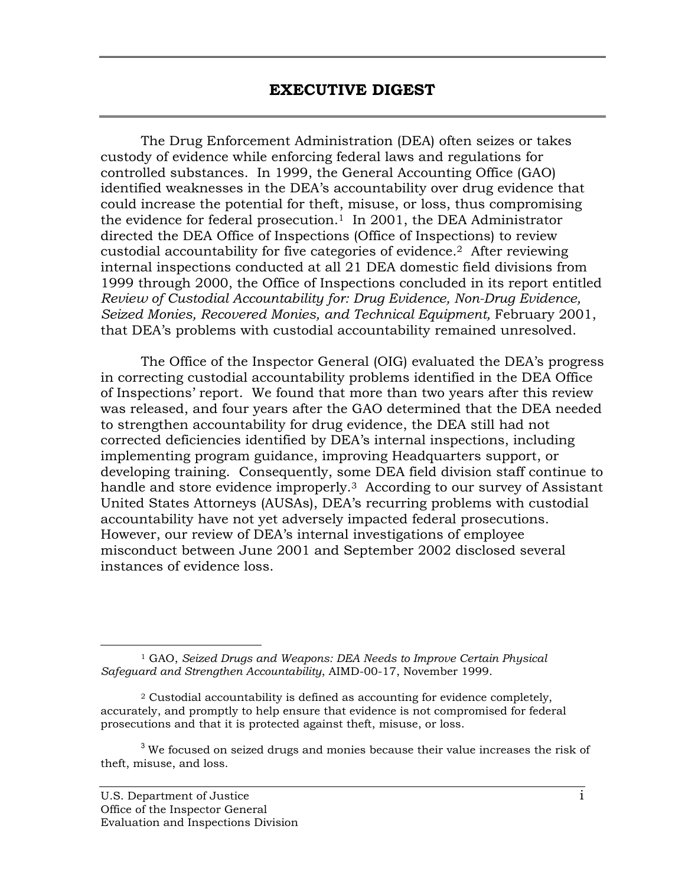# EXECUTIVE DIGEST

The Drug Enforcement Administration (DEA) often seizes or takes custody of evidence while enforcing federal laws and regulations for controlled substances. In 1999, the General Accounting Office (GAO) identified weaknesses in the DEA's accountability over drug evidence that could increase the potential for theft, misuse, or loss, thus compromising the evidence for federal prosecution.[1] In 2001, the DEA Administrator directed the DEA Office of Inspections (Office of Inspections) to review custodial accountability for five categories of evidence.[2] After reviewing internal inspections conducted at all 21 DEA domestic field divisions from 1999 through 2000, the Office of Inspections concluded in its report entitled *Review of Custodial Accountability for: Drug Evidence, Non-Drug Evidence, Seized Monies, Recovered Monies, and Technical Equipment,* February 2001, that DEA's problems with custodial accountability remained unresolved.

The Office of the Inspector General (OIG) evaluated the DEA's progress in correcting custodial accountability problems identified in the DEA Office of Inspections' report. We found that more than two years after this review was released, and four years after the GAO determined that the DEA needed to strengthen accountability for drug evidence, the DEA still had not corrected deficiencies identified by DEA's internal inspections, including implementing program guidance, improving Headquarters support, or developing training. Consequently, some DEA field division staff continue to handle and store evidence improperly.[3] According to our survey of Assistant United States Attorneys (AUSAs), DEA's recurring problems with custodial accountability have not yet adversely impacted federal prosecutions. However, our review of DEA's internal investigations of employee misconduct between June 2001 and September 2002 disclosed several instances of evidence loss.

---

[1] GAO, *Seized Drugs and Weapons: DEA Needs to Improve Certain Physical Safeguard and Strengthen Accountability*, AIMD-00-17, November 1999.

[2] Custodial accountability is defined as accounting for evidence completely, accurately, and promptly to help ensure that evidence is not compromised for federal prosecutions and that it is protected against theft, misuse, or loss.

[3] We focused on seized drugs and monies because their value increases the risk of theft, misuse, and loss.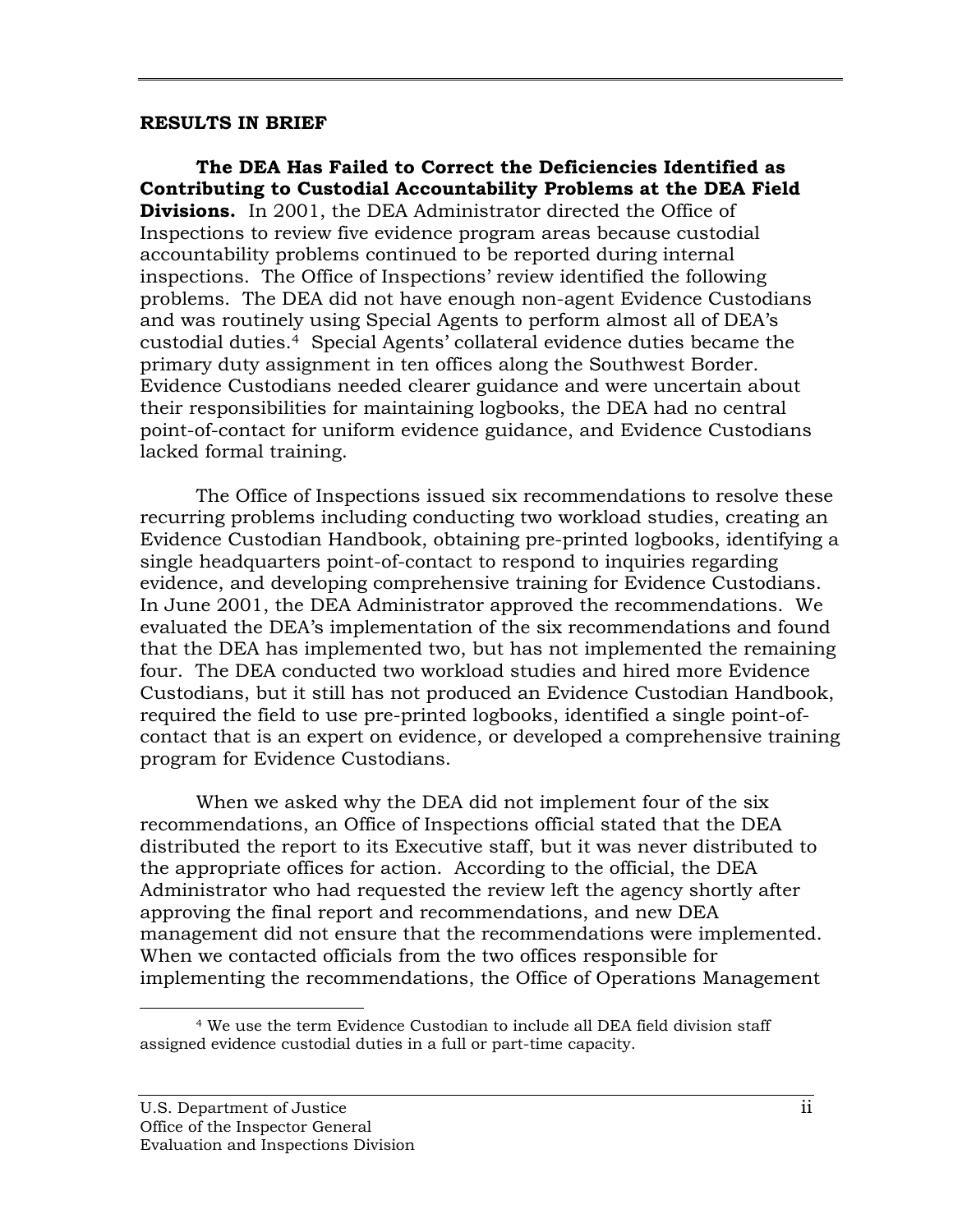## RESULTS IN BRIEF

**The DEA Has Failed to Correct the Deficiencies Identified as Contributing to Custodial Accountability Problems at the DEA Field Divisions.** In 2001, the DEA Administrator directed the Office of Inspections to review five evidence program areas because custodial accountability problems continued to be reported during internal inspections. The Office of Inspections' review identified the following problems. The DEA did not have enough non-agent Evidence Custodians and was routinely using Special Agents to perform almost all of DEA's custodial duties.[4] Special Agents' collateral evidence duties became the primary duty assignment in ten offices along the Southwest Border. Evidence Custodians needed clearer guidance and were uncertain about their responsibilities for maintaining logbooks, the DEA had no central point-of-contact for uniform evidence guidance, and Evidence Custodians lacked formal training.

The Office of Inspections issued six recommendations to resolve these recurring problems including conducting two workload studies, creating an Evidence Custodian Handbook, obtaining pre-printed logbooks, identifying a single headquarters point-of-contact to respond to inquiries regarding evidence, and developing comprehensive training for Evidence Custodians. In June 2001, the DEA Administrator approved the recommendations. We evaluated the DEA's implementation of the six recommendations and found that the DEA has implemented two, but has not implemented the remaining four. The DEA conducted two workload studies and hired more Evidence Custodians, but it still has not produced an Evidence Custodian Handbook, required the field to use pre-printed logbooks, identified a single point-of-contact that is an expert on evidence, or developed a comprehensive training program for Evidence Custodians.

When we asked why the DEA did not implement four of the six recommendations, an Office of Inspections official stated that the DEA distributed the report to its Executive staff, but it was never distributed to the appropriate offices for action. According to the official, the DEA Administrator who had requested the review left the agency shortly after approving the final report and recommendations, and new DEA management did not ensure that the recommendations were implemented. When we contacted officials from the two offices responsible for implementing the recommendations, the Office of Operations Management

---

[4] We use the term Evidence Custodian to include all DEA field division staff assigned evidence custodial duties in a full or part-time capacity.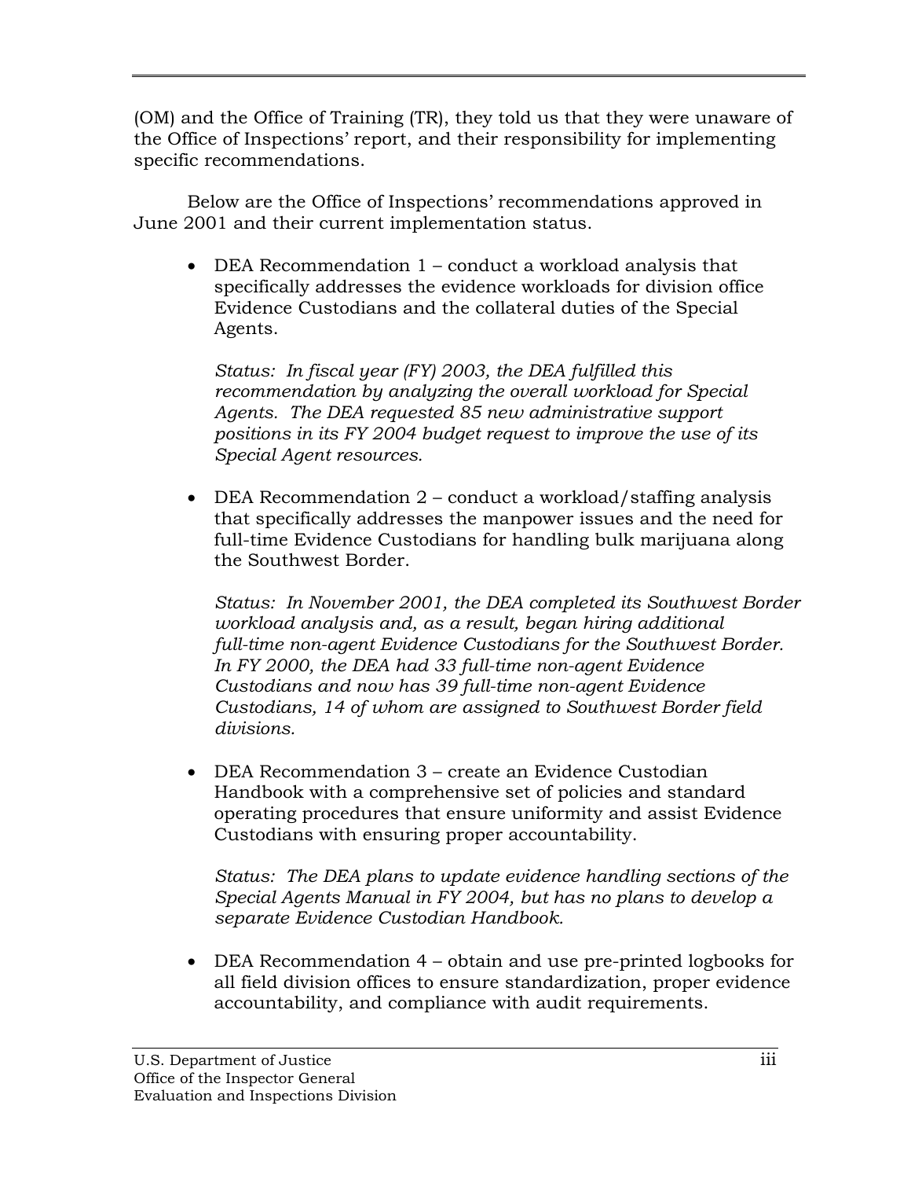(OM) and the Office of Training (TR), they told us that they were unaware of the Office of Inspections' report, and their responsibility for implementing specific recommendations.

Below are the Office of Inspections' recommendations approved in June 2001 and their current implementation status.

- DEA Recommendation 1 – conduct a workload analysis that specifically addresses the evidence workloads for division office Evidence Custodians and the collateral duties of the Special Agents.

  *Status: In fiscal year (FY) 2003, the DEA fulfilled this recommendation by analyzing the overall workload for Special Agents. The DEA requested 85 new administrative support positions in its FY 2004 budget request to improve the use of its Special Agent resources.*

- DEA Recommendation 2 – conduct a workload/staffing analysis that specifically addresses the manpower issues and the need for full-time Evidence Custodians for handling bulk marijuana along the Southwest Border.

  *Status: In November 2001, the DEA completed its Southwest Border workload analysis and, as a result, began hiring additional full-time non-agent Evidence Custodians for the Southwest Border. In FY 2000, the DEA had 33 full-time non-agent Evidence Custodians and now has 39 full-time non-agent Evidence Custodians, 14 of whom are assigned to Southwest Border field divisions.*

- DEA Recommendation 3 – create an Evidence Custodian Handbook with a comprehensive set of policies and standard operating procedures that ensure uniformity and assist Evidence Custodians with ensuring proper accountability.

  *Status: The DEA plans to update evidence handling sections of the Special Agents Manual in FY 2004, but has no plans to develop a separate Evidence Custodian Handbook.*

- DEA Recommendation 4 – obtain and use pre-printed logbooks for all field division offices to ensure standardization, proper evidence accountability, and compliance with audit requirements.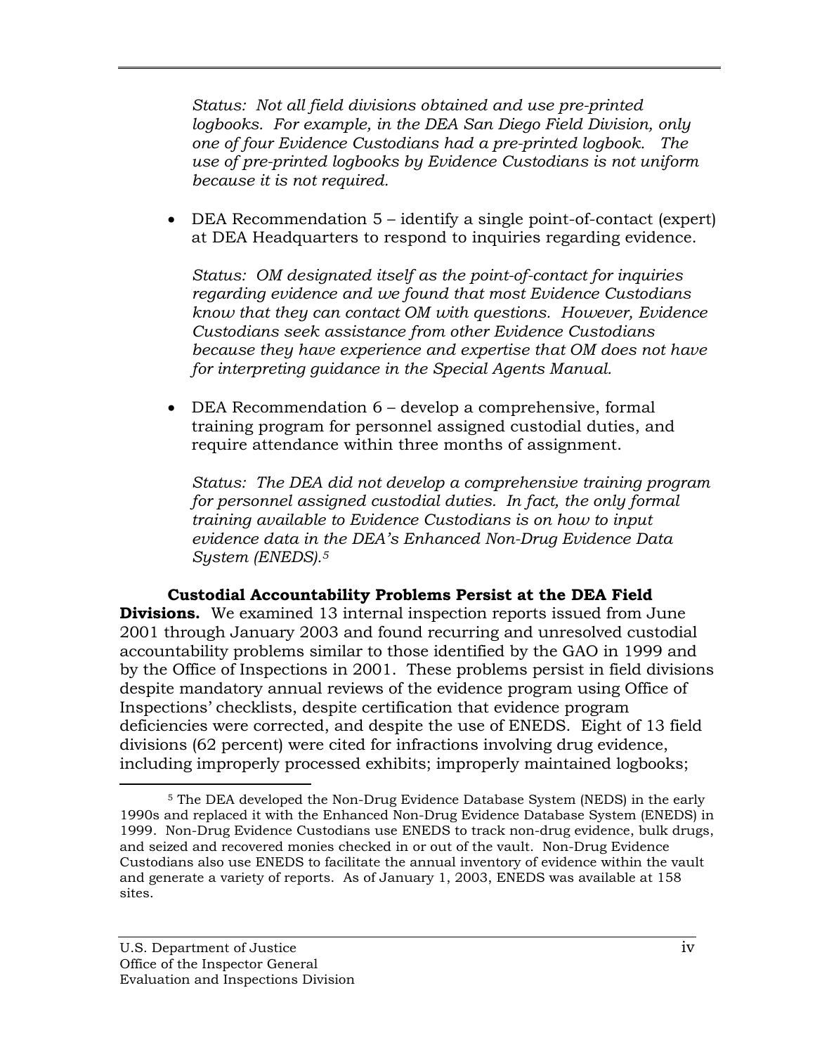*Status: Not all field divisions obtained and use pre-printed logbooks. For example, in the DEA San Diego Field Division, only one of four Evidence Custodians had a pre-printed logbook. The use of pre-printed logbooks by Evidence Custodians is not uniform because it is not required.*

- DEA Recommendation 5 – identify a single point-of-contact (expert) at DEA Headquarters to respond to inquiries regarding evidence.

  *Status: OM designated itself as the point-of-contact for inquiries regarding evidence and we found that most Evidence Custodians know that they can contact OM with questions. However, Evidence Custodians seek assistance from other Evidence Custodians because they have experience and expertise that OM does not have for interpreting guidance in the Special Agents Manual.*

- DEA Recommendation 6 – develop a comprehensive, formal training program for personnel assigned custodial duties, and require attendance within three months of assignment.

  *Status: The DEA did not develop a comprehensive training program for personnel assigned custodial duties. In fact, the only formal training available to Evidence Custodians is on how to input evidence data in the DEA's Enhanced Non-Drug Evidence Data System (ENEDS).[5]*

**Custodial Accountability Problems Persist at the DEA Field Divisions.** We examined 13 internal inspection reports issued from June 2001 through January 2003 and found recurring and unresolved custodial accountability problems similar to those identified by the GAO in 1999 and by the Office of Inspections in 2001. These problems persist in field divisions despite mandatory annual reviews of the evidence program using Office of Inspections' checklists, despite certification that evidence program deficiencies were corrected, and despite the use of ENEDS. Eight of 13 field divisions (62 percent) were cited for infractions involving drug evidence, including improperly processed exhibits; improperly maintained logbooks;

[5] The DEA developed the Non-Drug Evidence Database System (NEDS) in the early 1990s and replaced it with the Enhanced Non-Drug Evidence Database System (ENEDS) in 1999. Non-Drug Evidence Custodians use ENEDS to track non-drug evidence, bulk drugs, and seized and recovered monies checked in or out of the vault. Non-Drug Evidence Custodians also use ENEDS to facilitate the annual inventory of evidence within the vault and generate a variety of reports. As of January 1, 2003, ENEDS was available at 158 sites.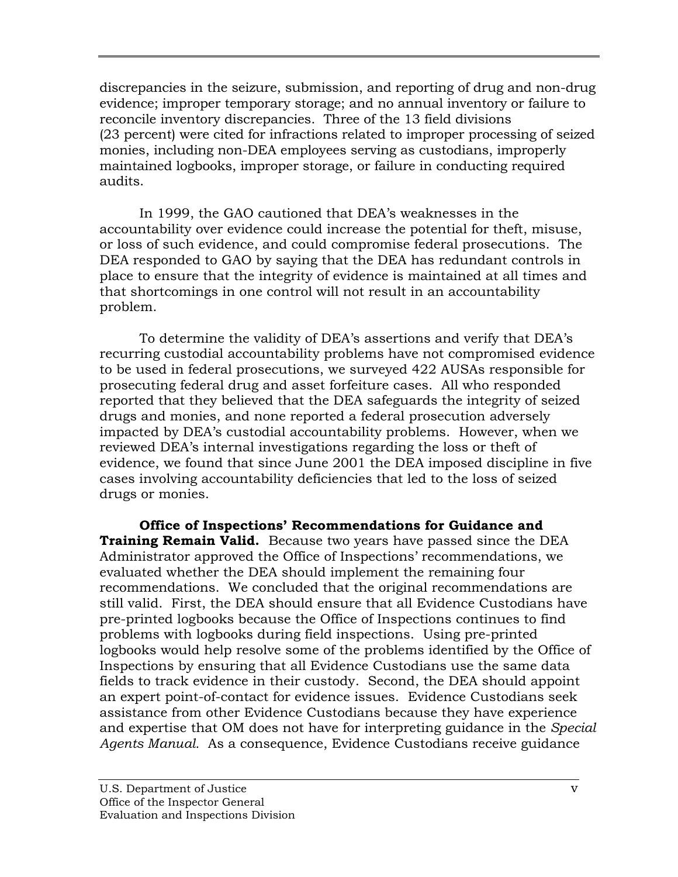discrepancies in the seizure, submission, and reporting of drug and non-drug evidence; improper temporary storage; and no annual inventory or failure to reconcile inventory discrepancies. Three of the 13 field divisions (23 percent) were cited for infractions related to improper processing of seized monies, including non-DEA employees serving as custodians, improperly maintained logbooks, improper storage, or failure in conducting required audits.

In 1999, the GAO cautioned that DEA's weaknesses in the accountability over evidence could increase the potential for theft, misuse, or loss of such evidence, and could compromise federal prosecutions. The DEA responded to GAO by saying that the DEA has redundant controls in place to ensure that the integrity of evidence is maintained at all times and that shortcomings in one control will not result in an accountability problem.

To determine the validity of DEA's assertions and verify that DEA's recurring custodial accountability problems have not compromised evidence to be used in federal prosecutions, we surveyed 422 AUSAs responsible for prosecuting federal drug and asset forfeiture cases. All who responded reported that they believed that the DEA safeguards the integrity of seized drugs and monies, and none reported a federal prosecution adversely impacted by DEA's custodial accountability problems. However, when we reviewed DEA's internal investigations regarding the loss or theft of evidence, we found that since June 2001 the DEA imposed discipline in five cases involving accountability deficiencies that led to the loss of seized drugs or monies.

**Office of Inspections' Recommendations for Guidance and Training Remain Valid.** Because two years have passed since the DEA Administrator approved the Office of Inspections' recommendations, we evaluated whether the DEA should implement the remaining four recommendations. We concluded that the original recommendations are still valid. First, the DEA should ensure that all Evidence Custodians have pre-printed logbooks because the Office of Inspections continues to find problems with logbooks during field inspections. Using pre-printed logbooks would help resolve some of the problems identified by the Office of Inspections by ensuring that all Evidence Custodians use the same data fields to track evidence in their custody. Second, the DEA should appoint an expert point-of-contact for evidence issues. Evidence Custodians seek assistance from other Evidence Custodians because they have experience and expertise that OM does not have for interpreting guidance in the *Special Agents Manual.* As a consequence, Evidence Custodians receive guidance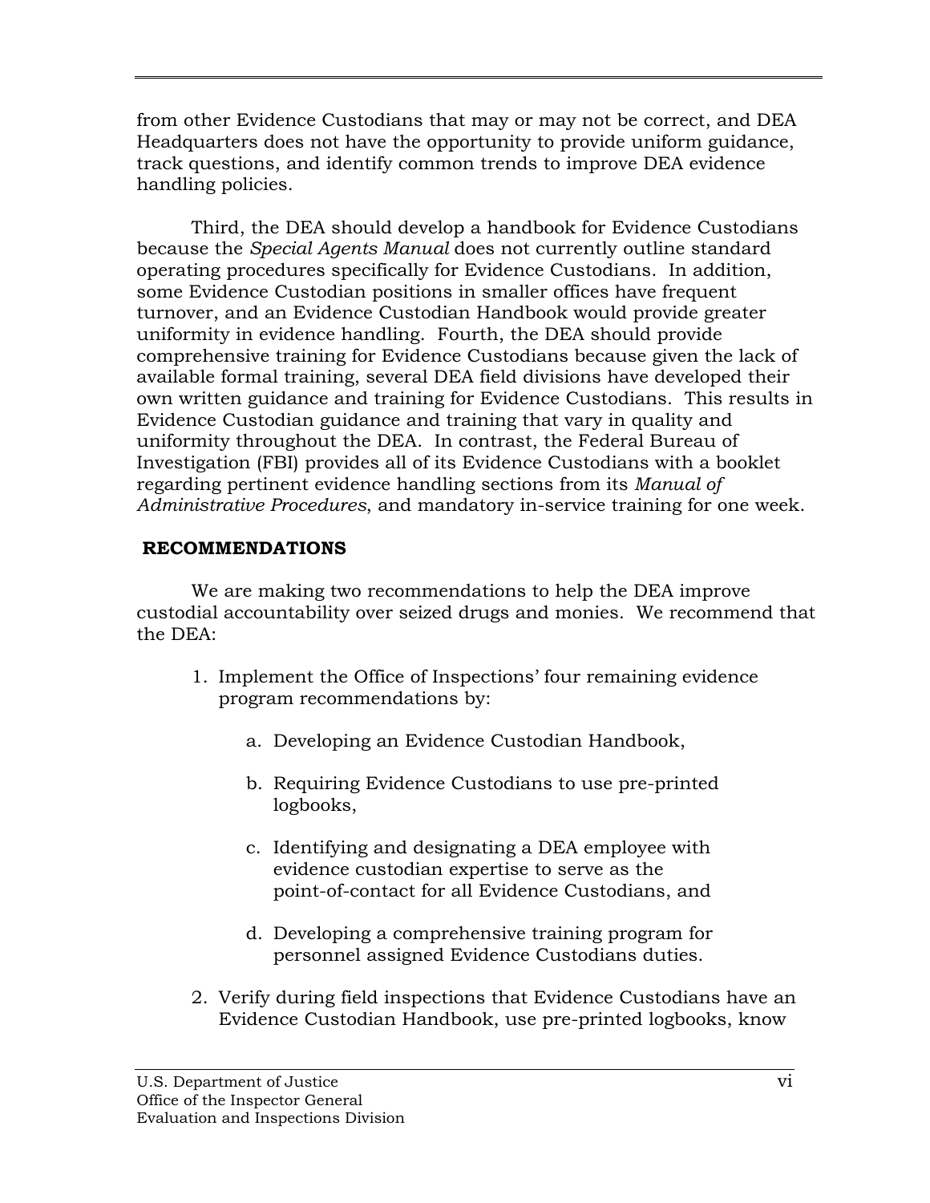from other Evidence Custodians that may or may not be correct, and DEA Headquarters does not have the opportunity to provide uniform guidance, track questions, and identify common trends to improve DEA evidence handling policies.

Third, the DEA should develop a handbook for Evidence Custodians because the *Special Agents Manual* does not currently outline standard operating procedures specifically for Evidence Custodians. In addition, some Evidence Custodian positions in smaller offices have frequent turnover, and an Evidence Custodian Handbook would provide greater uniformity in evidence handling. Fourth, the DEA should provide comprehensive training for Evidence Custodians because given the lack of available formal training, several DEA field divisions have developed their own written guidance and training for Evidence Custodians. This results in Evidence Custodian guidance and training that vary in quality and uniformity throughout the DEA. In contrast, the Federal Bureau of Investigation (FBI) provides all of its Evidence Custodians with a booklet regarding pertinent evidence handling sections from its *Manual of Administrative Procedures*, and mandatory in-service training for one week.

**RECOMMENDATIONS**

We are making two recommendations to help the DEA improve custodial accountability over seized drugs and monies. We recommend that the DEA:

1. Implement the Office of Inspections' four remaining evidence program recommendations by:

   a. Developing an Evidence Custodian Handbook,

   b. Requiring Evidence Custodians to use pre-printed logbooks,

   c. Identifying and designating a DEA employee with evidence custodian expertise to serve as the point-of-contact for all Evidence Custodians, and

   d. Developing a comprehensive training program for personnel assigned Evidence Custodians duties.

2. Verify during field inspections that Evidence Custodians have an Evidence Custodian Handbook, use pre-printed logbooks, know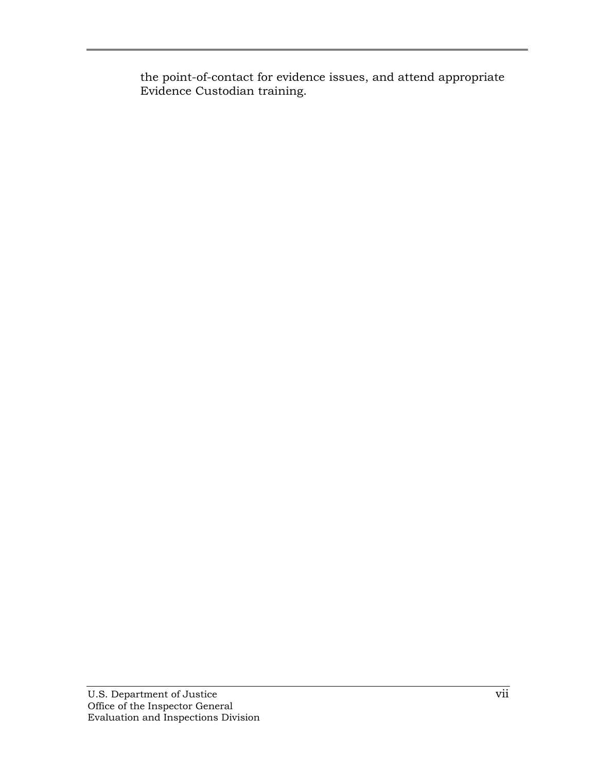the point-of-contact for evidence issues, and attend appropriate Evidence Custodian training.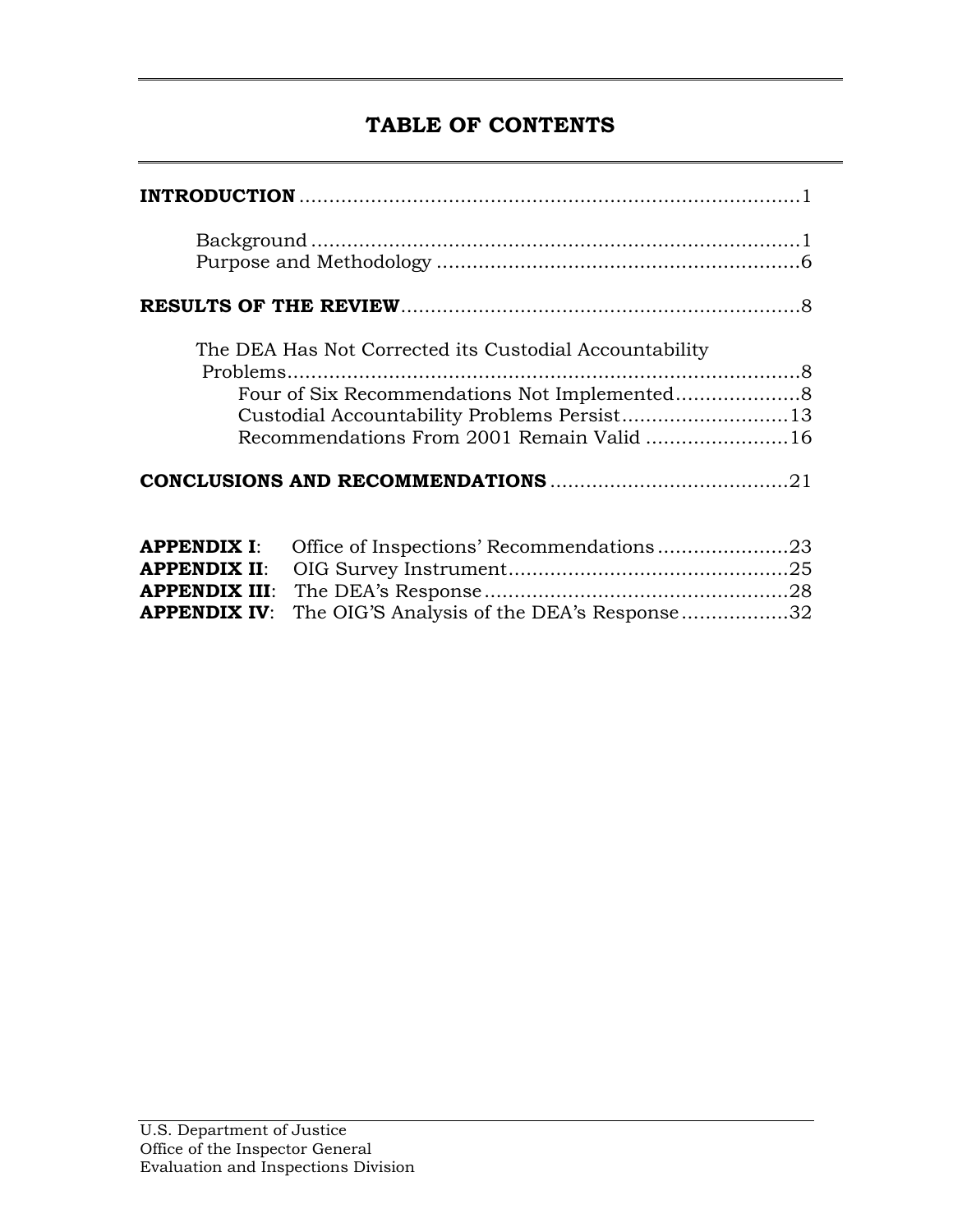# TABLE OF CONTENTS

**INTRODUCTION** .................................................................................. 1

Background ................................................................................ 1
Purpose and Methodology ........................................................... 6

**RESULTS OF THE REVIEW** ................................................................. 8

The DEA Has Not Corrected its Custodial Accountability Problems ................................................................................ 8
Four of Six Recommendations Not Implemented ..................... 8
Custodial Accountability Problems Persist ............................ 13
Recommendations From 2001 Remain Valid ........................ 16

**CONCLUSIONS AND RECOMMENDATIONS** ..................................... 21

**APPENDIX I**: Office of Inspections' Recommendations ...................... 23
**APPENDIX II**: OIG Survey Instrument ............................................... 25
**APPENDIX III**: The DEA's Response ................................................... 28
**APPENDIX IV**: The OIG'S Analysis of the DEA's Response .................. 32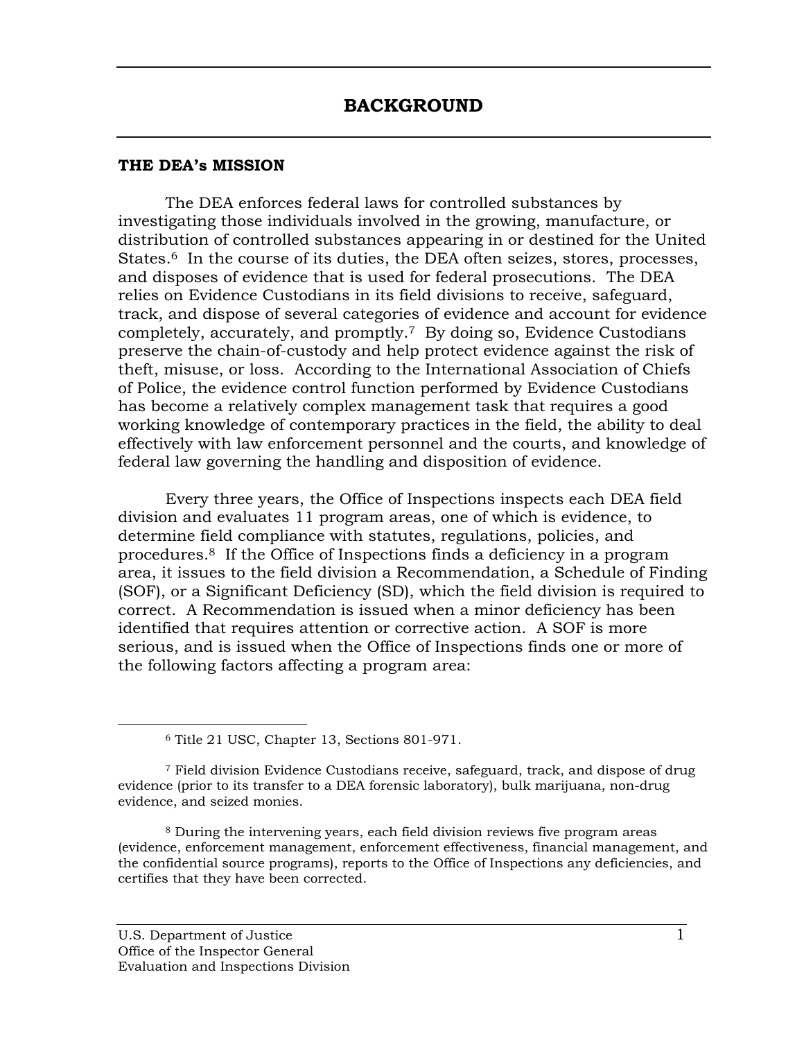# BACKGROUND

## THE DEA's MISSION

The DEA enforces federal laws for controlled substances by investigating those individuals involved in the growing, manufacture, or distribution of controlled substances appearing in or destined for the United States.[6] In the course of its duties, the DEA often seizes, stores, processes, and disposes of evidence that is used for federal prosecutions. The DEA relies on Evidence Custodians in its field divisions to receive, safeguard, track, and dispose of several categories of evidence and account for evidence completely, accurately, and promptly.[7] By doing so, Evidence Custodians preserve the chain-of-custody and help protect evidence against the risk of theft, misuse, or loss. According to the International Association of Chiefs of Police, the evidence control function performed by Evidence Custodians has become a relatively complex management task that requires a good working knowledge of contemporary practices in the field, the ability to deal effectively with law enforcement personnel and the courts, and knowledge of federal law governing the handling and disposition of evidence.

Every three years, the Office of Inspections inspects each DEA field division and evaluates 11 program areas, one of which is evidence, to determine field compliance with statutes, regulations, policies, and procedures.[8] If the Office of Inspections finds a deficiency in a program area, it issues to the field division a Recommendation, a Schedule of Finding (SOF), or a Significant Deficiency (SD), which the field division is required to correct. A Recommendation is issued when a minor deficiency has been identified that requires attention or corrective action. A SOF is more serious, and is issued when the Office of Inspections finds one or more of the following factors affecting a program area:

---

[6] Title 21 USC, Chapter 13, Sections 801-971.

[7] Field division Evidence Custodians receive, safeguard, track, and dispose of drug evidence (prior to its transfer to a DEA forensic laboratory), bulk marijuana, non-drug evidence, and seized monies.

[8] During the intervening years, each field division reviews five program areas (evidence, enforcement management, enforcement effectiveness, financial management, and the confidential source programs), reports to the Office of Inspections any deficiencies, and certifies that they have been corrected.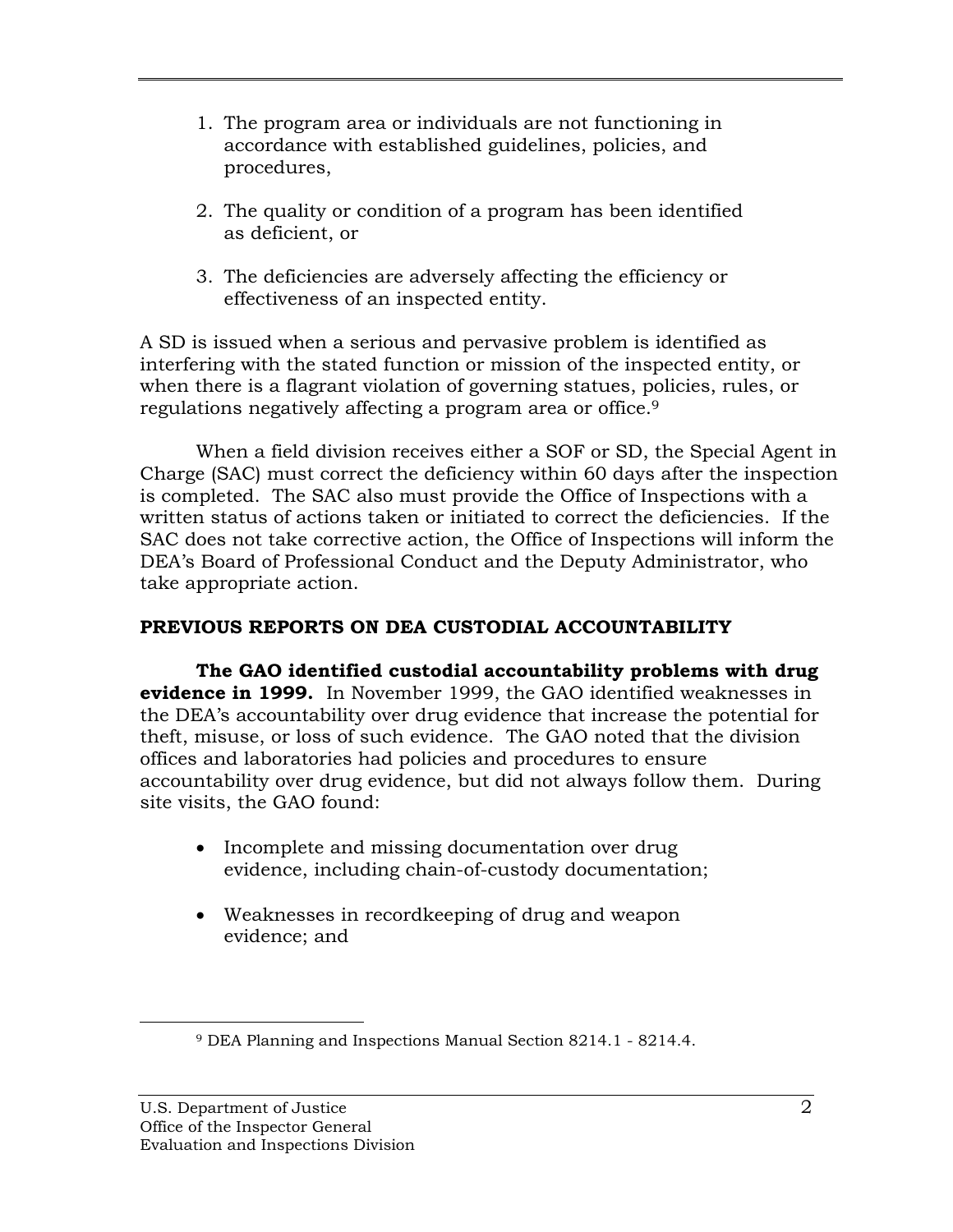1. The program area or individuals are not functioning in accordance with established guidelines, policies, and procedures,

2. The quality or condition of a program has been identified as deficient, or

3. The deficiencies are adversely affecting the efficiency or effectiveness of an inspected entity.

A SD is issued when a serious and pervasive problem is identified as interfering with the stated function or mission of the inspected entity, or when there is a flagrant violation of governing statues, policies, rules, or regulations negatively affecting a program area or office.[9]

When a field division receives either a SOF or SD, the Special Agent in Charge (SAC) must correct the deficiency within 60 days after the inspection is completed. The SAC also must provide the Office of Inspections with a written status of actions taken or initiated to correct the deficiencies. If the SAC does not take corrective action, the Office of Inspections will inform the DEA's Board of Professional Conduct and the Deputy Administrator, who take appropriate action.

## PREVIOUS REPORTS ON DEA CUSTODIAL ACCOUNTABILITY

**The GAO identified custodial accountability problems with drug evidence in 1999.** In November 1999, the GAO identified weaknesses in the DEA's accountability over drug evidence that increase the potential for theft, misuse, or loss of such evidence. The GAO noted that the division offices and laboratories had policies and procedures to ensure accountability over drug evidence, but did not always follow them. During site visits, the GAO found:

- Incomplete and missing documentation over drug evidence, including chain-of-custody documentation;

- Weaknesses in recordkeeping of drug and weapon evidence; and

[9] DEA Planning and Inspections Manual Section 8214.1 - 8214.4.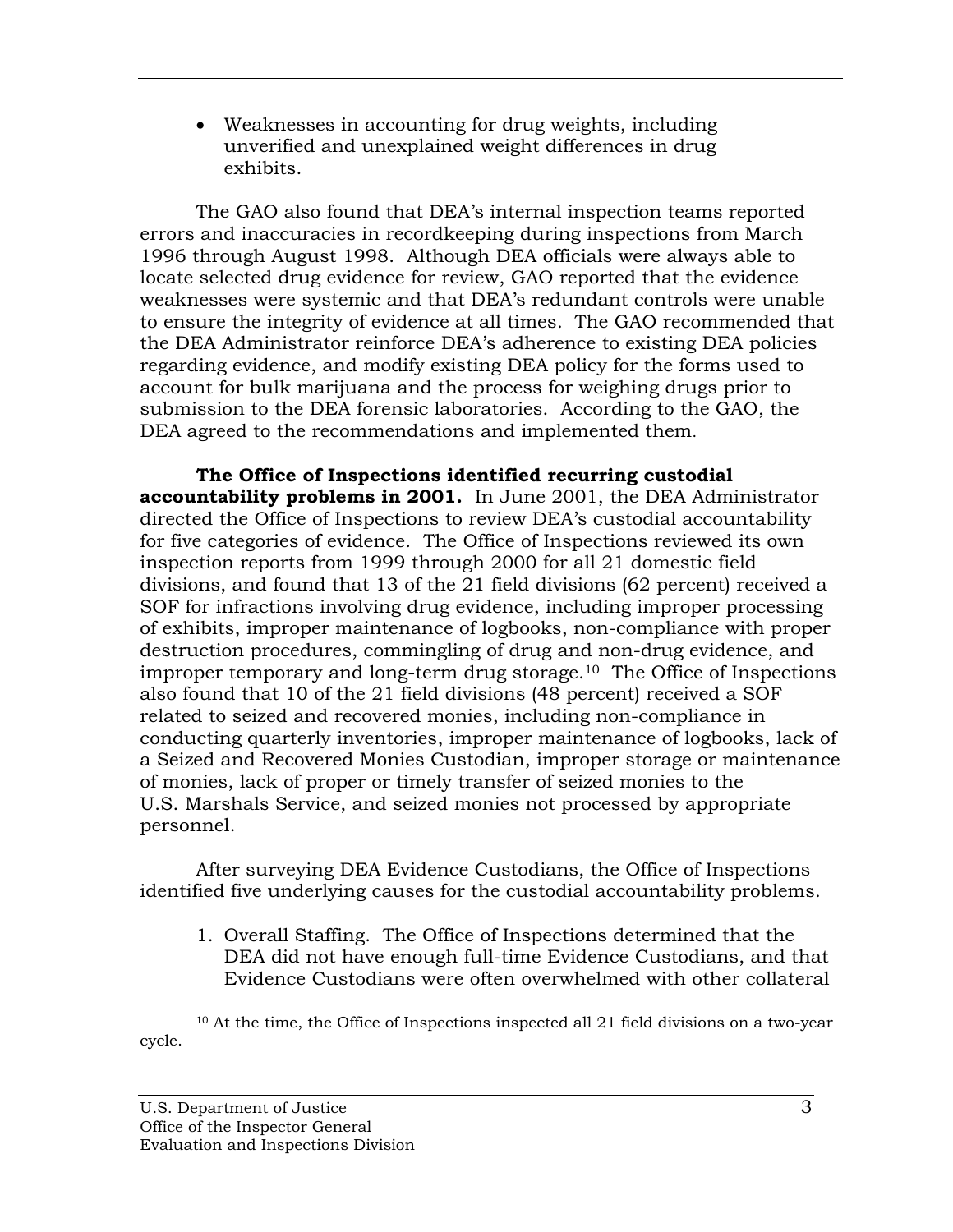- Weaknesses in accounting for drug weights, including unverified and unexplained weight differences in drug exhibits.

The GAO also found that DEA's internal inspection teams reported errors and inaccuracies in recordkeeping during inspections from March 1996 through August 1998. Although DEA officials were always able to locate selected drug evidence for review, GAO reported that the evidence weaknesses were systemic and that DEA's redundant controls were unable to ensure the integrity of evidence at all times. The GAO recommended that the DEA Administrator reinforce DEA's adherence to existing DEA policies regarding evidence, and modify existing DEA policy for the forms used to account for bulk marijuana and the process for weighing drugs prior to submission to the DEA forensic laboratories. According to the GAO, the DEA agreed to the recommendations and implemented them.

**The Office of Inspections identified recurring custodial accountability problems in 2001.** In June 2001, the DEA Administrator directed the Office of Inspections to review DEA's custodial accountability for five categories of evidence. The Office of Inspections reviewed its own inspection reports from 1999 through 2000 for all 21 domestic field divisions, and found that 13 of the 21 field divisions (62 percent) received a SOF for infractions involving drug evidence, including improper processing of exhibits, improper maintenance of logbooks, non-compliance with proper destruction procedures, commingling of drug and non-drug evidence, and improper temporary and long-term drug storage.[10] The Office of Inspections also found that 10 of the 21 field divisions (48 percent) received a SOF related to seized and recovered monies, including non-compliance in conducting quarterly inventories, improper maintenance of logbooks, lack of a Seized and Recovered Monies Custodian, improper storage or maintenance of monies, lack of proper or timely transfer of seized monies to the U.S. Marshals Service, and seized monies not processed by appropriate personnel.

After surveying DEA Evidence Custodians, the Office of Inspections identified five underlying causes for the custodial accountability problems.

1. Overall Staffing. The Office of Inspections determined that the DEA did not have enough full-time Evidence Custodians, and that Evidence Custodians were often overwhelmed with other collateral

---

[10] At the time, the Office of Inspections inspected all 21 field divisions on a two-year cycle.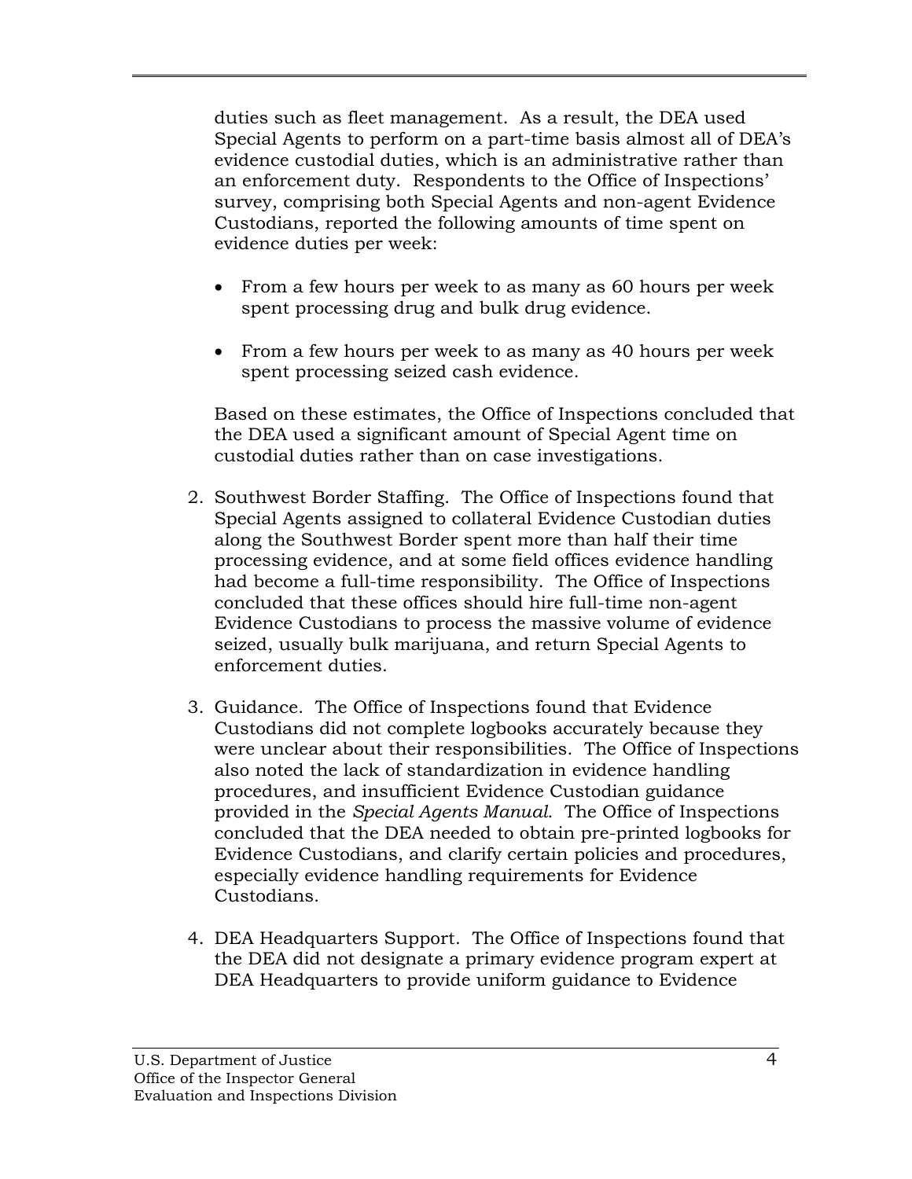duties such as fleet management. As a result, the DEA used Special Agents to perform on a part-time basis almost all of DEA's evidence custodial duties, which is an administrative rather than an enforcement duty. Respondents to the Office of Inspections' survey, comprising both Special Agents and non-agent Evidence Custodians, reported the following amounts of time spent on evidence duties per week:

- From a few hours per week to as many as 60 hours per week spent processing drug and bulk drug evidence.
- From a few hours per week to as many as 40 hours per week spent processing seized cash evidence.

Based on these estimates, the Office of Inspections concluded that the DEA used a significant amount of Special Agent time on custodial duties rather than on case investigations.

2. Southwest Border Staffing. The Office of Inspections found that Special Agents assigned to collateral Evidence Custodian duties along the Southwest Border spent more than half their time processing evidence, and at some field offices evidence handling had become a full-time responsibility. The Office of Inspections concluded that these offices should hire full-time non-agent Evidence Custodians to process the massive volume of evidence seized, usually bulk marijuana, and return Special Agents to enforcement duties.

3. Guidance. The Office of Inspections found that Evidence Custodians did not complete logbooks accurately because they were unclear about their responsibilities. The Office of Inspections also noted the lack of standardization in evidence handling procedures, and insufficient Evidence Custodian guidance provided in the *Special Agents Manual*. The Office of Inspections concluded that the DEA needed to obtain pre-printed logbooks for Evidence Custodians, and clarify certain policies and procedures, especially evidence handling requirements for Evidence Custodians.

4. DEA Headquarters Support. The Office of Inspections found that the DEA did not designate a primary evidence program expert at DEA Headquarters to provide uniform guidance to Evidence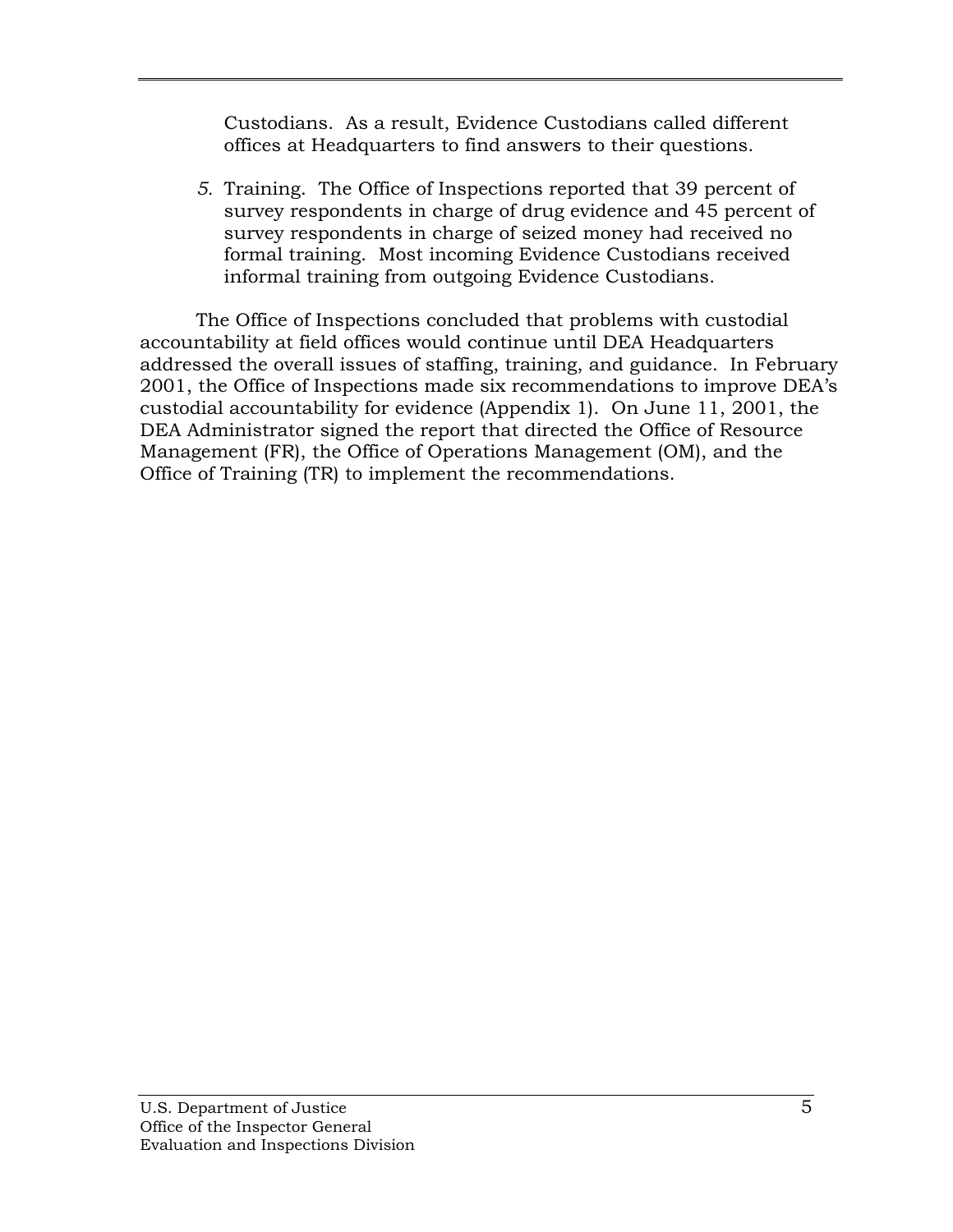Custodians. As a result, Evidence Custodians called different offices at Headquarters to find answers to their questions.

5. Training. The Office of Inspections reported that 39 percent of survey respondents in charge of drug evidence and 45 percent of survey respondents in charge of seized money had received no formal training. Most incoming Evidence Custodians received informal training from outgoing Evidence Custodians.

The Office of Inspections concluded that problems with custodial accountability at field offices would continue until DEA Headquarters addressed the overall issues of staffing, training, and guidance. In February 2001, the Office of Inspections made six recommendations to improve DEA's custodial accountability for evidence (Appendix 1). On June 11, 2001, the DEA Administrator signed the report that directed the Office of Resource Management (FR), the Office of Operations Management (OM), and the Office of Training (TR) to implement the recommendations.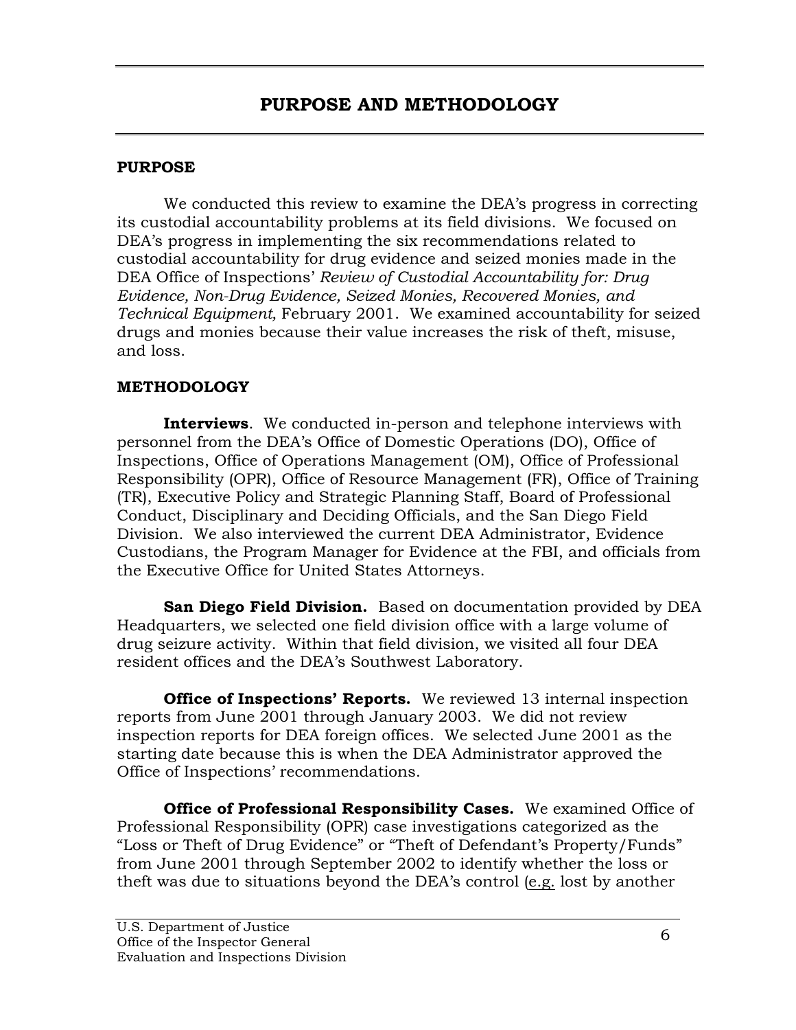# PURPOSE AND METHODOLOGY

## PURPOSE

We conducted this review to examine the DEA's progress in correcting its custodial accountability problems at its field divisions. We focused on DEA's progress in implementing the six recommendations related to custodial accountability for drug evidence and seized monies made in the DEA Office of Inspections' *Review of Custodial Accountability for: Drug Evidence, Non-Drug Evidence, Seized Monies, Recovered Monies, and Technical Equipment,* February 2001. We examined accountability for seized drugs and monies because their value increases the risk of theft, misuse, and loss.

## METHODOLOGY

**Interviews**. We conducted in-person and telephone interviews with personnel from the DEA's Office of Domestic Operations (DO), Office of Inspections, Office of Operations Management (OM), Office of Professional Responsibility (OPR), Office of Resource Management (FR), Office of Training (TR), Executive Policy and Strategic Planning Staff, Board of Professional Conduct, Disciplinary and Deciding Officials, and the San Diego Field Division. We also interviewed the current DEA Administrator, Evidence Custodians, the Program Manager for Evidence at the FBI, and officials from the Executive Office for United States Attorneys.

**San Diego Field Division.** Based on documentation provided by DEA Headquarters, we selected one field division office with a large volume of drug seizure activity. Within that field division, we visited all four DEA resident offices and the DEA's Southwest Laboratory.

**Office of Inspections' Reports.** We reviewed 13 internal inspection reports from June 2001 through January 2003. We did not review inspection reports for DEA foreign offices. We selected June 2001 as the starting date because this is when the DEA Administrator approved the Office of Inspections' recommendations.

**Office of Professional Responsibility Cases.** We examined Office of Professional Responsibility (OPR) case investigations categorized as the "Loss or Theft of Drug Evidence" or "Theft of Defendant's Property/Funds" from June 2001 through September 2002 to identify whether the loss or theft was due to situations beyond the DEA's control (e.g. lost by another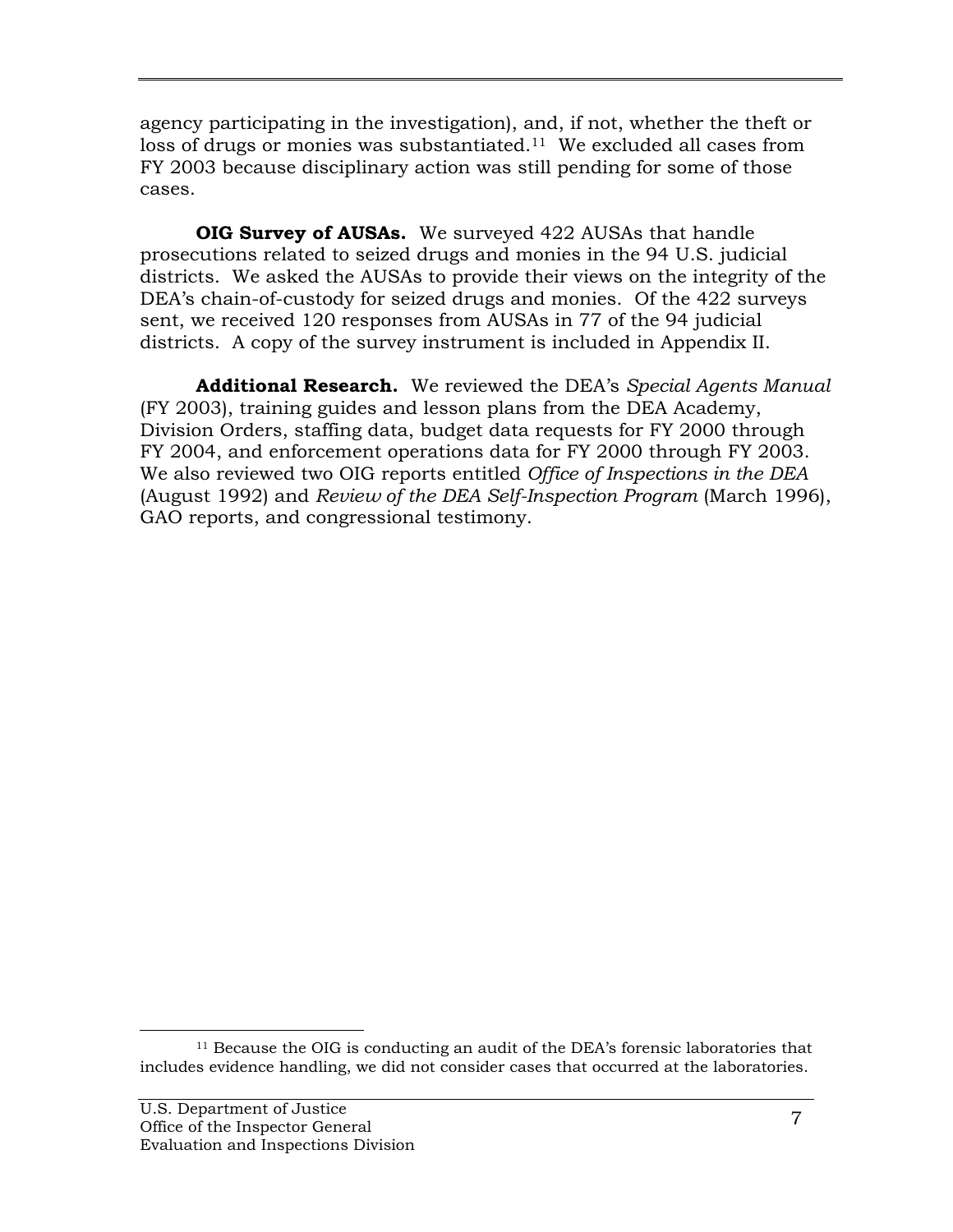agency participating in the investigation), and, if not, whether the theft or loss of drugs or monies was substantiated.[11] We excluded all cases from FY 2003 because disciplinary action was still pending for some of those cases.

**OIG Survey of AUSAs.** We surveyed 422 AUSAs that handle prosecutions related to seized drugs and monies in the 94 U.S. judicial districts. We asked the AUSAs to provide their views on the integrity of the DEA's chain-of-custody for seized drugs and monies. Of the 422 surveys sent, we received 120 responses from AUSAs in 77 of the 94 judicial districts. A copy of the survey instrument is included in Appendix II.

**Additional Research.** We reviewed the DEA's *Special Agents Manual* (FY 2003), training guides and lesson plans from the DEA Academy, Division Orders, staffing data, budget data requests for FY 2000 through FY 2004, and enforcement operations data for FY 2000 through FY 2003. We also reviewed two OIG reports entitled *Office of Inspections in the DEA* (August 1992) and *Review of the DEA Self-Inspection Program* (March 1996), GAO reports, and congressional testimony.

---

[11] Because the OIG is conducting an audit of the DEA's forensic laboratories that includes evidence handling, we did not consider cases that occurred at the laboratories.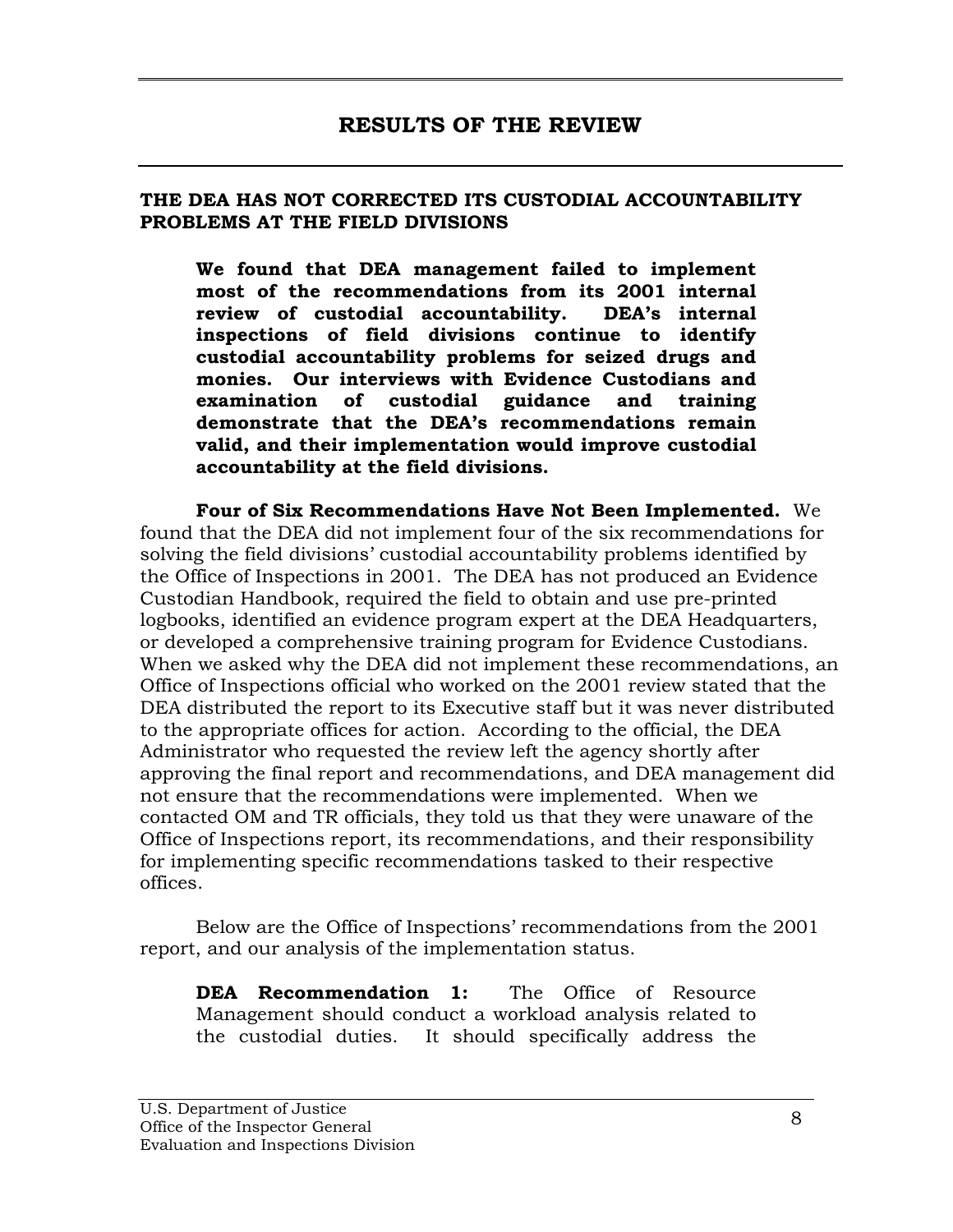# RESULTS OF THE REVIEW

## THE DEA HAS NOT CORRECTED ITS CUSTODIAL ACCOUNTABILITY PROBLEMS AT THE FIELD DIVISIONS

> **We found that DEA management failed to implement most of the recommendations from its 2001 internal review of custodial accountability. DEA's internal inspections of field divisions continue to identify custodial accountability problems for seized drugs and monies. Our interviews with Evidence Custodians and examination of custodial guidance and training demonstrate that the DEA's recommendations remain valid, and their implementation would improve custodial accountability at the field divisions.**

**Four of Six Recommendations Have Not Been Implemented.** We found that the DEA did not implement four of the six recommendations for solving the field divisions' custodial accountability problems identified by the Office of Inspections in 2001. The DEA has not produced an Evidence Custodian Handbook, required the field to obtain and use pre-printed logbooks, identified an evidence program expert at the DEA Headquarters, or developed a comprehensive training program for Evidence Custodians. When we asked why the DEA did not implement these recommendations, an Office of Inspections official who worked on the 2001 review stated that the DEA distributed the report to its Executive staff but it was never distributed to the appropriate offices for action. According to the official, the DEA Administrator who requested the review left the agency shortly after approving the final report and recommendations, and DEA management did not ensure that the recommendations were implemented. When we contacted OM and TR officials, they told us that they were unaware of the Office of Inspections report, its recommendations, and their responsibility for implementing specific recommendations tasked to their respective offices.

Below are the Office of Inspections' recommendations from the 2001 report, and our analysis of the implementation status.

> **DEA Recommendation 1:** The Office of Resource Management should conduct a workload analysis related to the custodial duties. It should specifically address the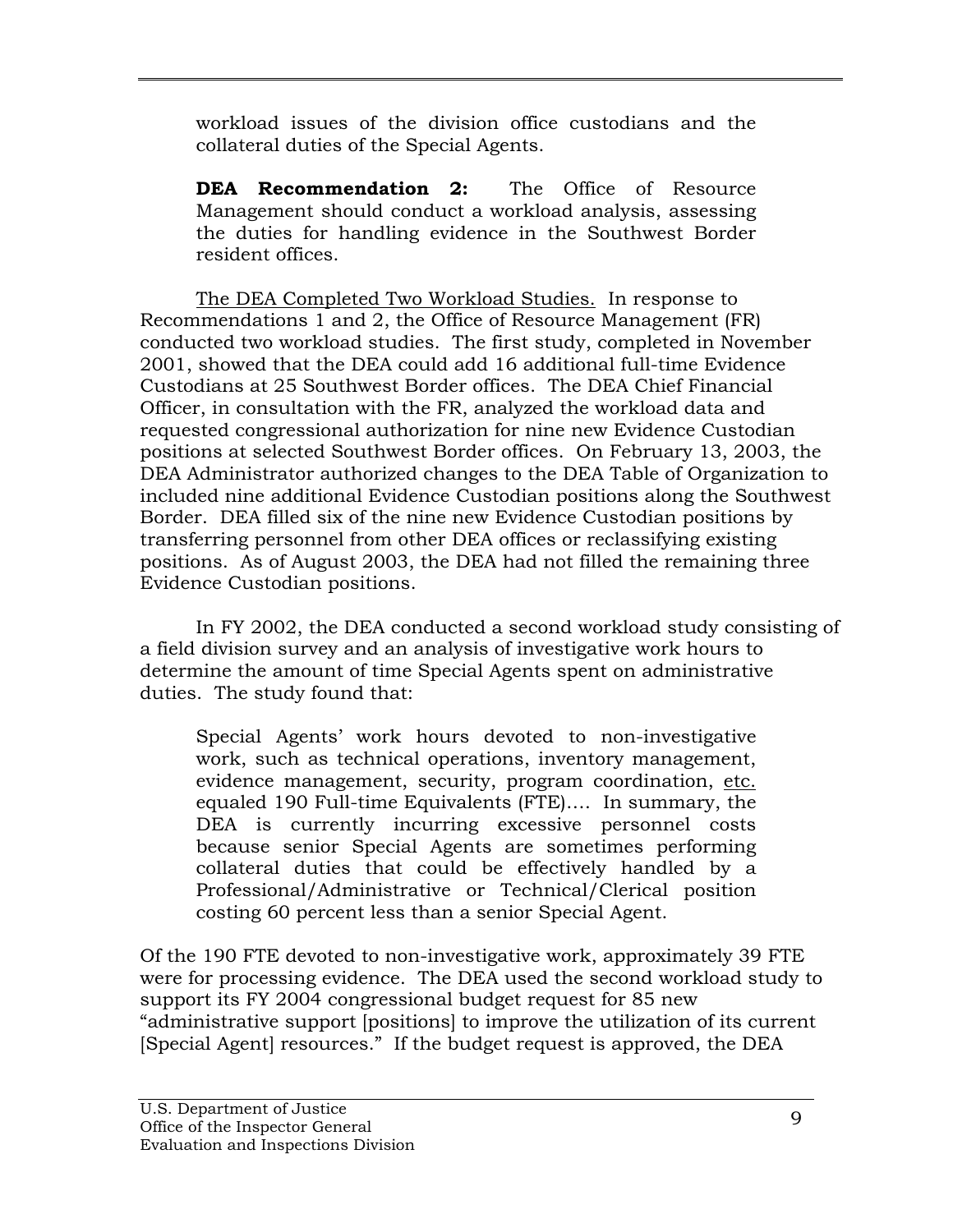workload issues of the division office custodians and the collateral duties of the Special Agents.

> **DEA Recommendation 2:** The Office of Resource Management should conduct a workload analysis, assessing the duties for handling evidence in the Southwest Border resident offices.

The DEA Completed Two Workload Studies. In response to Recommendations 1 and 2, the Office of Resource Management (FR) conducted two workload studies. The first study, completed in November 2001, showed that the DEA could add 16 additional full-time Evidence Custodians at 25 Southwest Border offices. The DEA Chief Financial Officer, in consultation with the FR, analyzed the workload data and requested congressional authorization for nine new Evidence Custodian positions at selected Southwest Border offices. On February 13, 2003, the DEA Administrator authorized changes to the DEA Table of Organization to included nine additional Evidence Custodian positions along the Southwest Border. DEA filled six of the nine new Evidence Custodian positions by transferring personnel from other DEA offices or reclassifying existing positions. As of August 2003, the DEA had not filled the remaining three Evidence Custodian positions.

In FY 2002, the DEA conducted a second workload study consisting of a field division survey and an analysis of investigative work hours to determine the amount of time Special Agents spent on administrative duties. The study found that:

> Special Agents' work hours devoted to non-investigative work, such as technical operations, inventory management, evidence management, security, program coordination, etc. equaled 190 Full-time Equivalents (FTE).... In summary, the DEA is currently incurring excessive personnel costs because senior Special Agents are sometimes performing collateral duties that could be effectively handled by a Professional/Administrative or Technical/Clerical position costing 60 percent less than a senior Special Agent.

Of the 190 FTE devoted to non-investigative work, approximately 39 FTE were for processing evidence. The DEA used the second workload study to support its FY 2004 congressional budget request for 85 new "administrative support [positions] to improve the utilization of its current [Special Agent] resources." If the budget request is approved, the DEA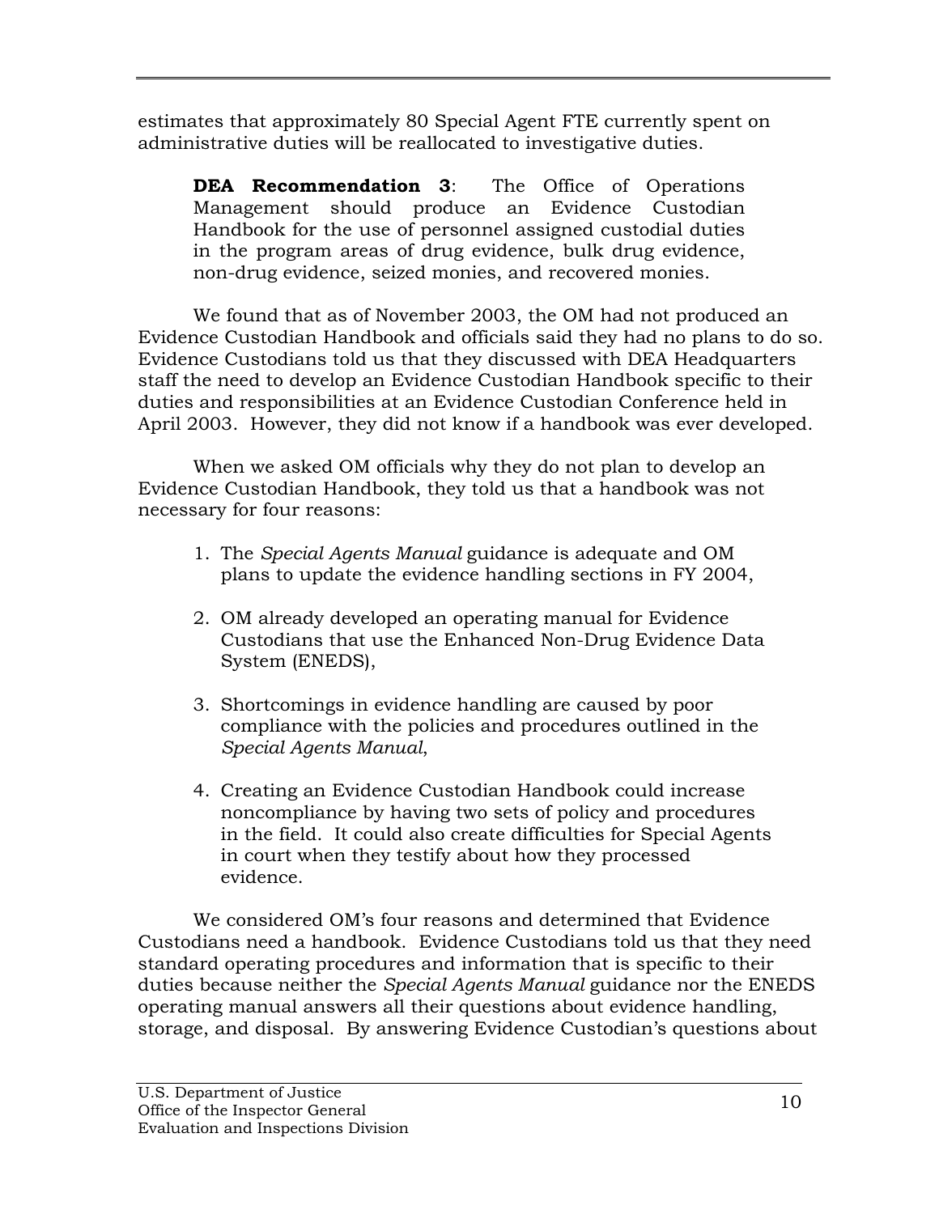estimates that approximately 80 Special Agent FTE currently spent on administrative duties will be reallocated to investigative duties.

> **DEA Recommendation 3**: The Office of Operations Management should produce an Evidence Custodian Handbook for the use of personnel assigned custodial duties in the program areas of drug evidence, bulk drug evidence, non-drug evidence, seized monies, and recovered monies.

We found that as of November 2003, the OM had not produced an Evidence Custodian Handbook and officials said they had no plans to do so. Evidence Custodians told us that they discussed with DEA Headquarters staff the need to develop an Evidence Custodian Handbook specific to their duties and responsibilities at an Evidence Custodian Conference held in April 2003. However, they did not know if a handbook was ever developed.

When we asked OM officials why they do not plan to develop an Evidence Custodian Handbook, they told us that a handbook was not necessary for four reasons:

1. The *Special Agents Manual* guidance is adequate and OM plans to update the evidence handling sections in FY 2004,

2. OM already developed an operating manual for Evidence Custodians that use the Enhanced Non-Drug Evidence Data System (ENEDS),

3. Shortcomings in evidence handling are caused by poor compliance with the policies and procedures outlined in the *Special Agents Manual*,

4. Creating an Evidence Custodian Handbook could increase noncompliance by having two sets of policy and procedures in the field. It could also create difficulties for Special Agents in court when they testify about how they processed evidence.

We considered OM's four reasons and determined that Evidence Custodians need a handbook. Evidence Custodians told us that they need standard operating procedures and information that is specific to their duties because neither the *Special Agents Manual* guidance nor the ENEDS operating manual answers all their questions about evidence handling, storage, and disposal. By answering Evidence Custodian's questions about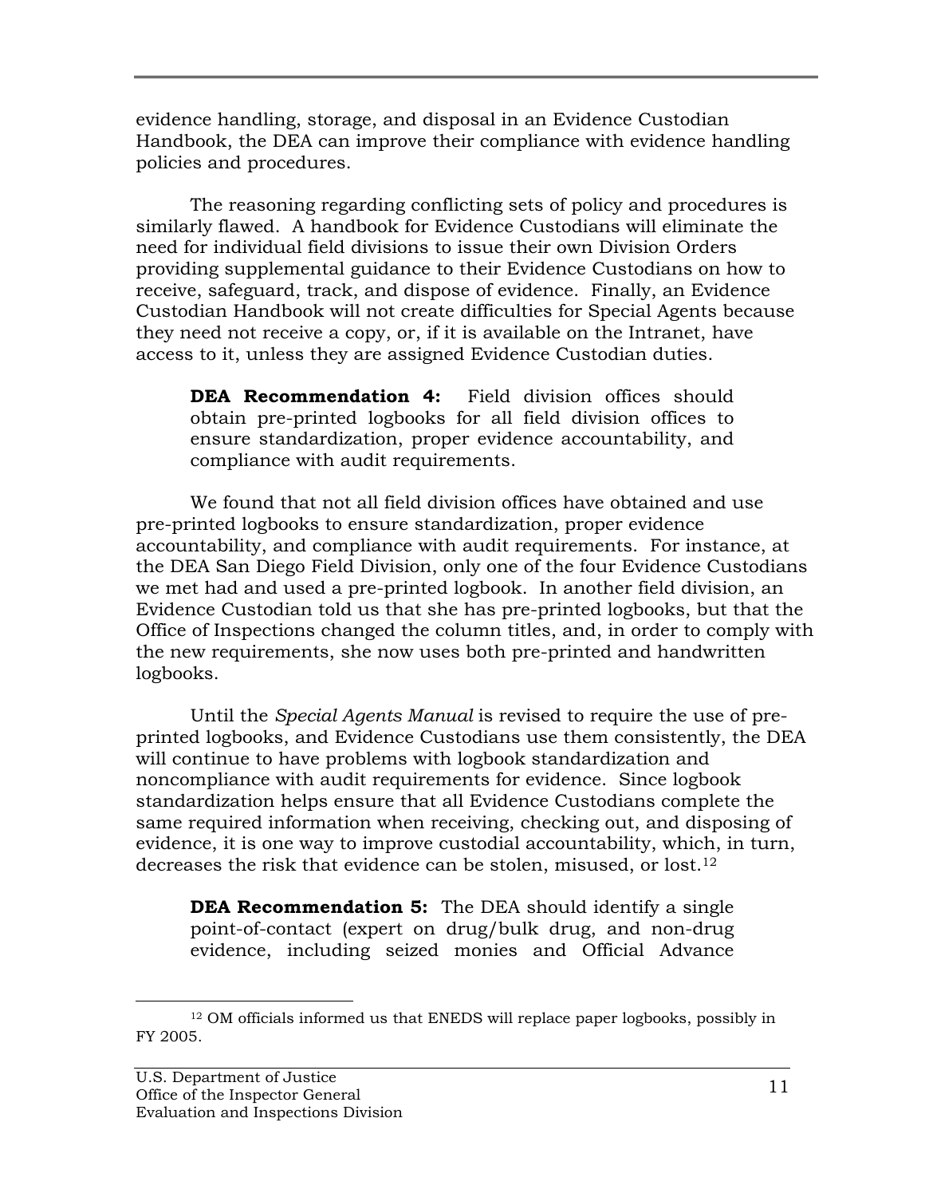evidence handling, storage, and disposal in an Evidence Custodian Handbook, the DEA can improve their compliance with evidence handling policies and procedures.

The reasoning regarding conflicting sets of policy and procedures is similarly flawed. A handbook for Evidence Custodians will eliminate the need for individual field divisions to issue their own Division Orders providing supplemental guidance to their Evidence Custodians on how to receive, safeguard, track, and dispose of evidence. Finally, an Evidence Custodian Handbook will not create difficulties for Special Agents because they need not receive a copy, or, if it is available on the Intranet, have access to it, unless they are assigned Evidence Custodian duties.

> **DEA Recommendation 4:** Field division offices should obtain pre-printed logbooks for all field division offices to ensure standardization, proper evidence accountability, and compliance with audit requirements.

We found that not all field division offices have obtained and use pre-printed logbooks to ensure standardization, proper evidence accountability, and compliance with audit requirements. For instance, at the DEA San Diego Field Division, only one of the four Evidence Custodians we met had and used a pre-printed logbook. In another field division, an Evidence Custodian told us that she has pre-printed logbooks, but that the Office of Inspections changed the column titles, and, in order to comply with the new requirements, she now uses both pre-printed and handwritten logbooks.

Until the *Special Agents Manual* is revised to require the use of pre-printed logbooks, and Evidence Custodians use them consistently, the DEA will continue to have problems with logbook standardization and noncompliance with audit requirements for evidence. Since logbook standardization helps ensure that all Evidence Custodians complete the same required information when receiving, checking out, and disposing of evidence, it is one way to improve custodial accountability, which, in turn, decreases the risk that evidence can be stolen, misused, or lost.[12]

> **DEA Recommendation 5:** The DEA should identify a single point-of-contact (expert on drug/bulk drug, and non-drug evidence, including seized monies and Official Advance

[12] OM officials informed us that ENEDS will replace paper logbooks, possibly in FY 2005.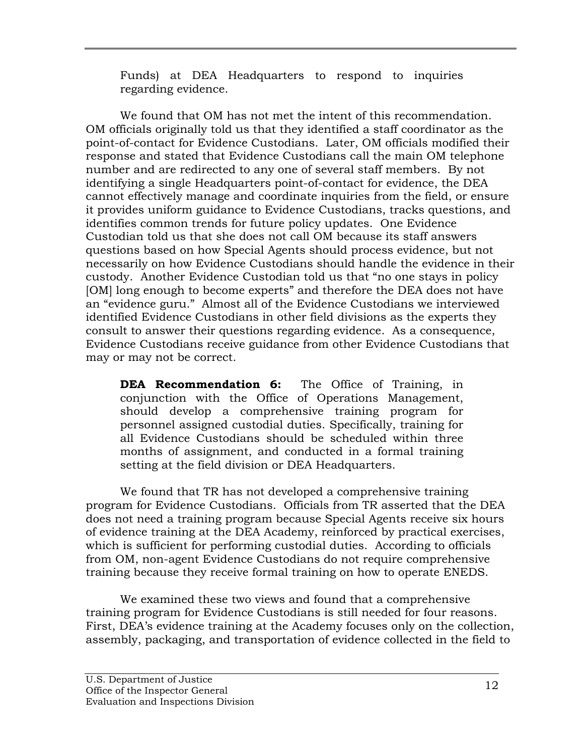Funds) at DEA Headquarters to respond to inquiries regarding evidence.

We found that OM has not met the intent of this recommendation. OM officials originally told us that they identified a staff coordinator as the point-of-contact for Evidence Custodians. Later, OM officials modified their response and stated that Evidence Custodians call the main OM telephone number and are redirected to any one of several staff members. By not identifying a single Headquarters point-of-contact for evidence, the DEA cannot effectively manage and coordinate inquiries from the field, or ensure it provides uniform guidance to Evidence Custodians, tracks questions, and identifies common trends for future policy updates. One Evidence Custodian told us that she does not call OM because its staff answers questions based on how Special Agents should process evidence, but not necessarily on how Evidence Custodians should handle the evidence in their custody. Another Evidence Custodian told us that "no one stays in policy [OM] long enough to become experts" and therefore the DEA does not have an "evidence guru." Almost all of the Evidence Custodians we interviewed identified Evidence Custodians in other field divisions as the experts they consult to answer their questions regarding evidence. As a consequence, Evidence Custodians receive guidance from other Evidence Custodians that may or may not be correct.

> **DEA Recommendation 6:** The Office of Training, in conjunction with the Office of Operations Management, should develop a comprehensive training program for personnel assigned custodial duties. Specifically, training for all Evidence Custodians should be scheduled within three months of assignment, and conducted in a formal training setting at the field division or DEA Headquarters.

We found that TR has not developed a comprehensive training program for Evidence Custodians. Officials from TR asserted that the DEA does not need a training program because Special Agents receive six hours of evidence training at the DEA Academy, reinforced by practical exercises, which is sufficient for performing custodial duties. According to officials from OM, non-agent Evidence Custodians do not require comprehensive training because they receive formal training on how to operate ENEDS.

We examined these two views and found that a comprehensive training program for Evidence Custodians is still needed for four reasons. First, DEA's evidence training at the Academy focuses only on the collection, assembly, packaging, and transportation of evidence collected in the field to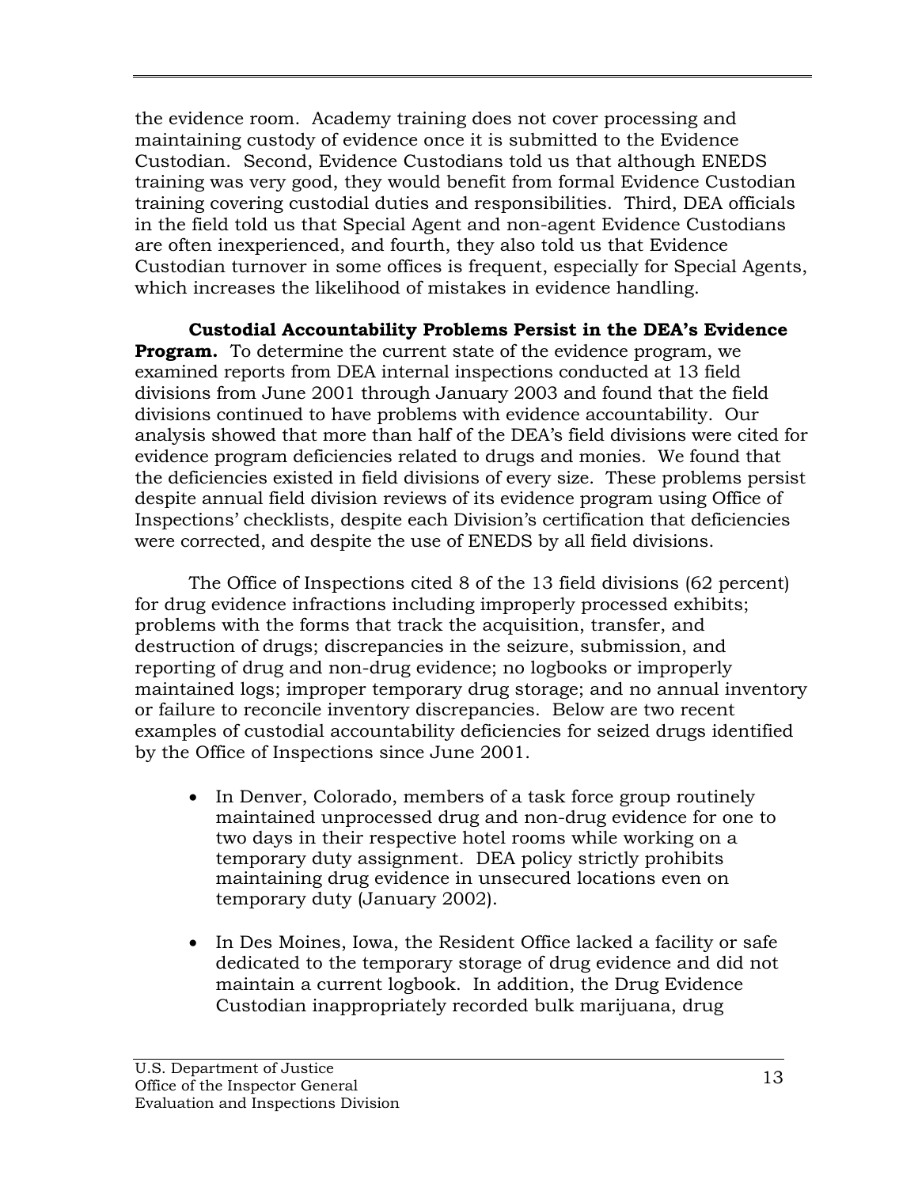the evidence room. Academy training does not cover processing and maintaining custody of evidence once it is submitted to the Evidence Custodian. Second, Evidence Custodians told us that although ENEDS training was very good, they would benefit from formal Evidence Custodian training covering custodial duties and responsibilities. Third, DEA officials in the field told us that Special Agent and non-agent Evidence Custodians are often inexperienced, and fourth, they also told us that Evidence Custodian turnover in some offices is frequent, especially for Special Agents, which increases the likelihood of mistakes in evidence handling.

**Custodial Accountability Problems Persist in the DEA's Evidence Program.** To determine the current state of the evidence program, we examined reports from DEA internal inspections conducted at 13 field divisions from June 2001 through January 2003 and found that the field divisions continued to have problems with evidence accountability. Our analysis showed that more than half of the DEA's field divisions were cited for evidence program deficiencies related to drugs and monies. We found that the deficiencies existed in field divisions of every size. These problems persist despite annual field division reviews of its evidence program using Office of Inspections' checklists, despite each Division's certification that deficiencies were corrected, and despite the use of ENEDS by all field divisions.

The Office of Inspections cited 8 of the 13 field divisions (62 percent) for drug evidence infractions including improperly processed exhibits; problems with the forms that track the acquisition, transfer, and destruction of drugs; discrepancies in the seizure, submission, and reporting of drug and non-drug evidence; no logbooks or improperly maintained logs; improper temporary drug storage; and no annual inventory or failure to reconcile inventory discrepancies. Below are two recent examples of custodial accountability deficiencies for seized drugs identified by the Office of Inspections since June 2001.

- In Denver, Colorado, members of a task force group routinely maintained unprocessed drug and non-drug evidence for one to two days in their respective hotel rooms while working on a temporary duty assignment. DEA policy strictly prohibits maintaining drug evidence in unsecured locations even on temporary duty (January 2002).

- In Des Moines, Iowa, the Resident Office lacked a facility or safe dedicated to the temporary storage of drug evidence and did not maintain a current logbook. In addition, the Drug Evidence Custodian inappropriately recorded bulk marijuana, drug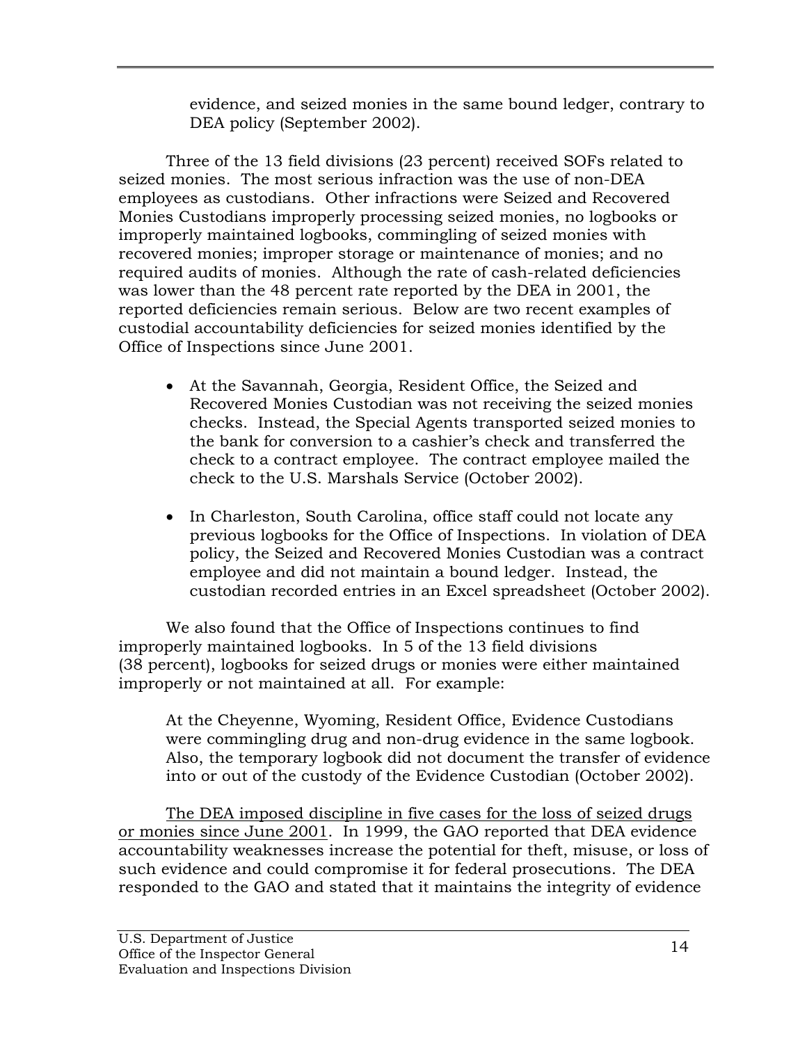evidence, and seized monies in the same bound ledger, contrary to DEA policy (September 2002).

Three of the 13 field divisions (23 percent) received SOFs related to seized monies. The most serious infraction was the use of non-DEA employees as custodians. Other infractions were Seized and Recovered Monies Custodians improperly processing seized monies, no logbooks or improperly maintained logbooks, commingling of seized monies with recovered monies; improper storage or maintenance of monies; and no required audits of monies. Although the rate of cash-related deficiencies was lower than the 48 percent rate reported by the DEA in 2001, the reported deficiencies remain serious. Below are two recent examples of custodial accountability deficiencies for seized monies identified by the Office of Inspections since June 2001.

- At the Savannah, Georgia, Resident Office, the Seized and Recovered Monies Custodian was not receiving the seized monies checks. Instead, the Special Agents transported seized monies to the bank for conversion to a cashier's check and transferred the check to a contract employee. The contract employee mailed the check to the U.S. Marshals Service (October 2002).

- In Charleston, South Carolina, office staff could not locate any previous logbooks for the Office of Inspections. In violation of DEA policy, the Seized and Recovered Monies Custodian was a contract employee and did not maintain a bound ledger. Instead, the custodian recorded entries in an Excel spreadsheet (October 2002).

We also found that the Office of Inspections continues to find improperly maintained logbooks. In 5 of the 13 field divisions (38 percent), logbooks for seized drugs or monies were either maintained improperly or not maintained at all. For example:

> At the Cheyenne, Wyoming, Resident Office, Evidence Custodians were commingling drug and non-drug evidence in the same logbook. Also, the temporary logbook did not document the transfer of evidence into or out of the custody of the Evidence Custodian (October 2002).

<u>The DEA imposed discipline in five cases for the loss of seized drugs or monies since June 2001</u>. In 1999, the GAO reported that DEA evidence accountability weaknesses increase the potential for theft, misuse, or loss of such evidence and could compromise it for federal prosecutions. The DEA responded to the GAO and stated that it maintains the integrity of evidence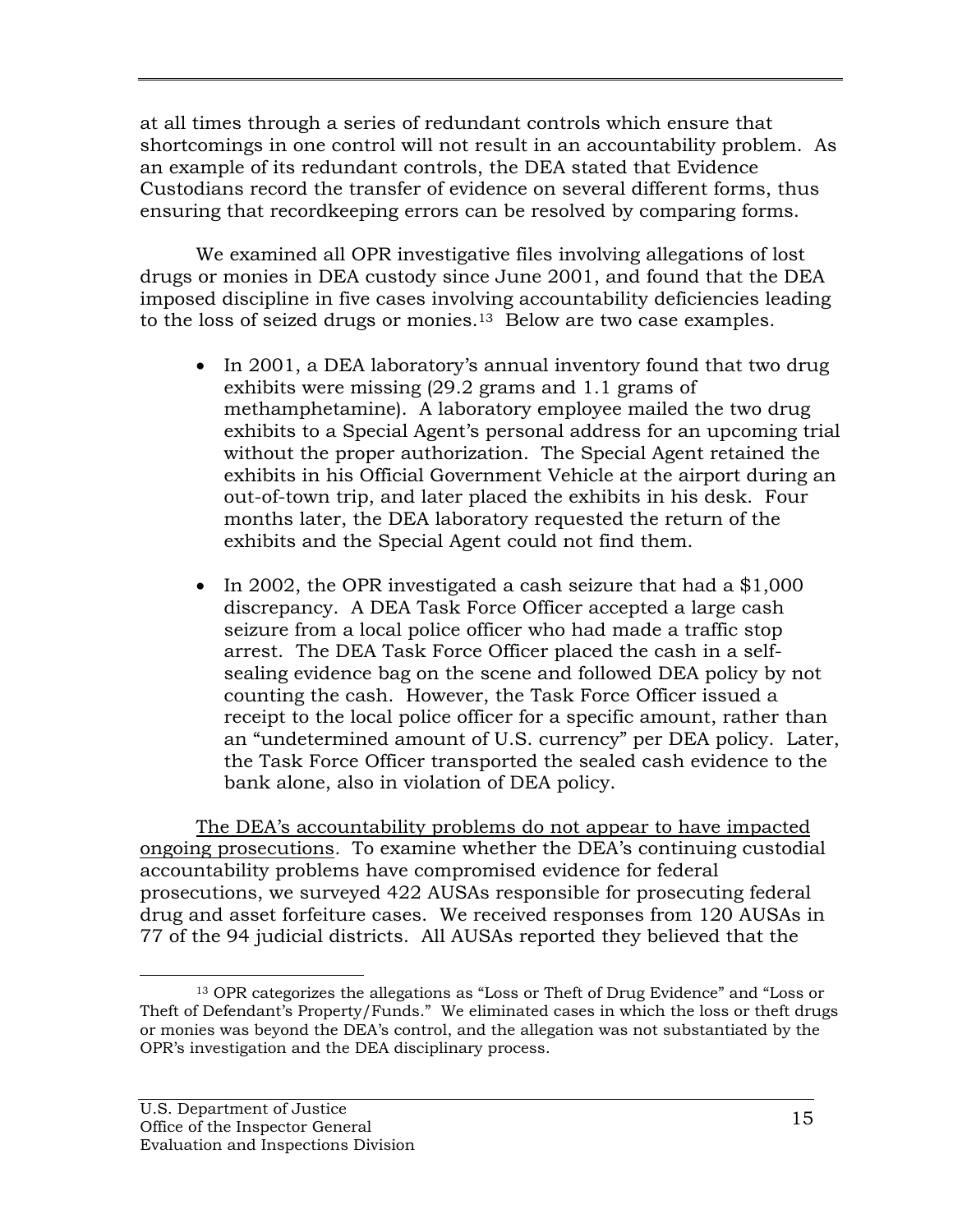at all times through a series of redundant controls which ensure that shortcomings in one control will not result in an accountability problem. As an example of its redundant controls, the DEA stated that Evidence Custodians record the transfer of evidence on several different forms, thus ensuring that recordkeeping errors can be resolved by comparing forms.

We examined all OPR investigative files involving allegations of lost drugs or monies in DEA custody since June 2001, and found that the DEA imposed discipline in five cases involving accountability deficiencies leading to the loss of seized drugs or monies.[13] Below are two case examples.

- In 2001, a DEA laboratory's annual inventory found that two drug exhibits were missing (29.2 grams and 1.1 grams of methamphetamine). A laboratory employee mailed the two drug exhibits to a Special Agent's personal address for an upcoming trial without the proper authorization. The Special Agent retained the exhibits in his Official Government Vehicle at the airport during an out-of-town trip, and later placed the exhibits in his desk. Four months later, the DEA laboratory requested the return of the exhibits and the Special Agent could not find them.

- In 2002, the OPR investigated a cash seizure that had a $1,000 discrepancy. A DEA Task Force Officer accepted a large cash seizure from a local police officer who had made a traffic stop arrest. The DEA Task Force Officer placed the cash in a self-sealing evidence bag on the scene and followed DEA policy by not counting the cash. However, the Task Force Officer issued a receipt to the local police officer for a specific amount, rather than an "undetermined amount of U.S. currency" per DEA policy. Later, the Task Force Officer transported the sealed cash evidence to the bank alone, also in violation of DEA policy.

<u>The DEA's accountability problems do not appear to have impacted ongoing prosecutions</u>. To examine whether the DEA's continuing custodial accountability problems have compromised evidence for federal prosecutions, we surveyed 422 AUSAs responsible for prosecuting federal drug and asset forfeiture cases. We received responses from 120 AUSAs in 77 of the 94 judicial districts. All AUSAs reported they believed that the

[13] OPR categorizes the allegations as "Loss or Theft of Drug Evidence" and "Loss or Theft of Defendant's Property/Funds." We eliminated cases in which the loss or theft drugs or monies was beyond the DEA's control, and the allegation was not substantiated by the OPR's investigation and the DEA disciplinary process.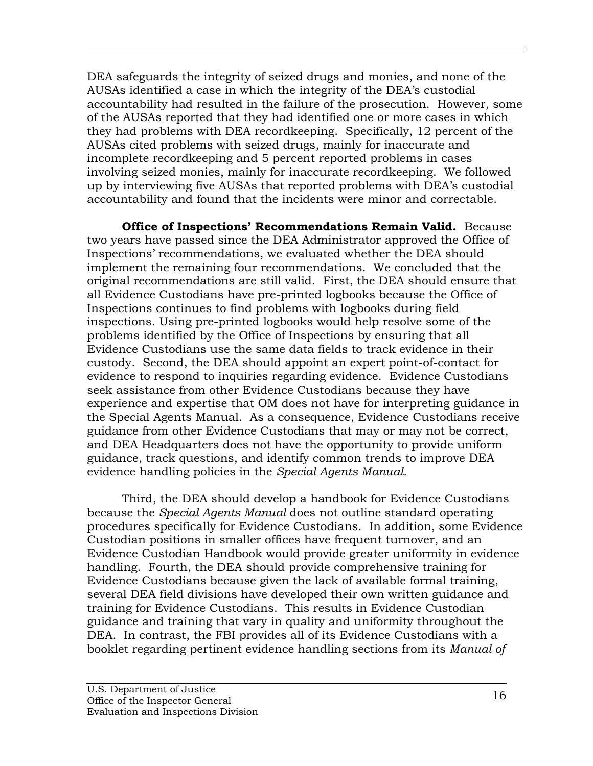DEA safeguards the integrity of seized drugs and monies, and none of the AUSAs identified a case in which the integrity of the DEA's custodial accountability had resulted in the failure of the prosecution. However, some of the AUSAs reported that they had identified one or more cases in which they had problems with DEA recordkeeping. Specifically, 12 percent of the AUSAs cited problems with seized drugs, mainly for inaccurate and incomplete recordkeeping and 5 percent reported problems in cases involving seized monies, mainly for inaccurate recordkeeping. We followed up by interviewing five AUSAs that reported problems with DEA's custodial accountability and found that the incidents were minor and correctable.

**Office of Inspections' Recommendations Remain Valid.** Because two years have passed since the DEA Administrator approved the Office of Inspections' recommendations, we evaluated whether the DEA should implement the remaining four recommendations. We concluded that the original recommendations are still valid. First, the DEA should ensure that all Evidence Custodians have pre-printed logbooks because the Office of Inspections continues to find problems with logbooks during field inspections. Using pre-printed logbooks would help resolve some of the problems identified by the Office of Inspections by ensuring that all Evidence Custodians use the same data fields to track evidence in their custody. Second, the DEA should appoint an expert point-of-contact for evidence to respond to inquiries regarding evidence. Evidence Custodians seek assistance from other Evidence Custodians because they have experience and expertise that OM does not have for interpreting guidance in the Special Agents Manual. As a consequence, Evidence Custodians receive guidance from other Evidence Custodians that may or may not be correct, and DEA Headquarters does not have the opportunity to provide uniform guidance, track questions, and identify common trends to improve DEA evidence handling policies in the *Special Agents Manual.*

Third, the DEA should develop a handbook for Evidence Custodians because the *Special Agents Manual* does not outline standard operating procedures specifically for Evidence Custodians. In addition, some Evidence Custodian positions in smaller offices have frequent turnover, and an Evidence Custodian Handbook would provide greater uniformity in evidence handling. Fourth, the DEA should provide comprehensive training for Evidence Custodians because given the lack of available formal training, several DEA field divisions have developed their own written guidance and training for Evidence Custodians. This results in Evidence Custodian guidance and training that vary in quality and uniformity throughout the DEA. In contrast, the FBI provides all of its Evidence Custodians with a booklet regarding pertinent evidence handling sections from its *Manual of*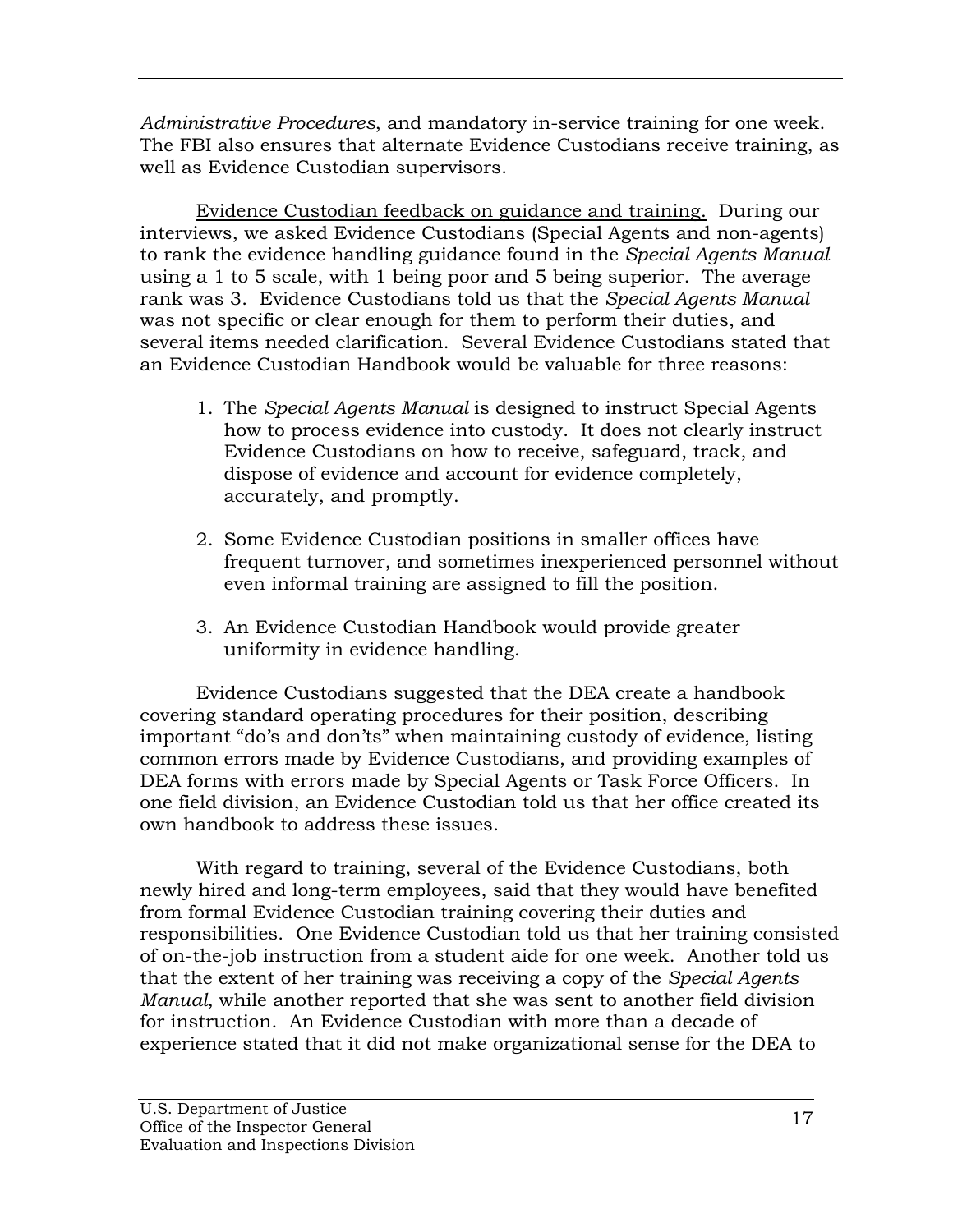*Administrative Procedures*, and mandatory in-service training for one week. The FBI also ensures that alternate Evidence Custodians receive training, as well as Evidence Custodian supervisors.

Evidence Custodian feedback on guidance and training. During our interviews, we asked Evidence Custodians (Special Agents and non-agents) to rank the evidence handling guidance found in the *Special Agents Manual* using a 1 to 5 scale, with 1 being poor and 5 being superior. The average rank was 3. Evidence Custodians told us that the *Special Agents Manual* was not specific or clear enough for them to perform their duties, and several items needed clarification. Several Evidence Custodians stated that an Evidence Custodian Handbook would be valuable for three reasons:

1. The *Special Agents Manual* is designed to instruct Special Agents how to process evidence into custody. It does not clearly instruct Evidence Custodians on how to receive, safeguard, track, and dispose of evidence and account for evidence completely, accurately, and promptly.

2. Some Evidence Custodian positions in smaller offices have frequent turnover, and sometimes inexperienced personnel without even informal training are assigned to fill the position.

3. An Evidence Custodian Handbook would provide greater uniformity in evidence handling.

Evidence Custodians suggested that the DEA create a handbook covering standard operating procedures for their position, describing important "do's and don'ts" when maintaining custody of evidence, listing common errors made by Evidence Custodians, and providing examples of DEA forms with errors made by Special Agents or Task Force Officers. In one field division, an Evidence Custodian told us that her office created its own handbook to address these issues.

With regard to training, several of the Evidence Custodians, both newly hired and long-term employees, said that they would have benefited from formal Evidence Custodian training covering their duties and responsibilities. One Evidence Custodian told us that her training consisted of on-the-job instruction from a student aide for one week. Another told us that the extent of her training was receiving a copy of the *Special Agents Manual,* while another reported that she was sent to another field division for instruction. An Evidence Custodian with more than a decade of experience stated that it did not make organizational sense for the DEA to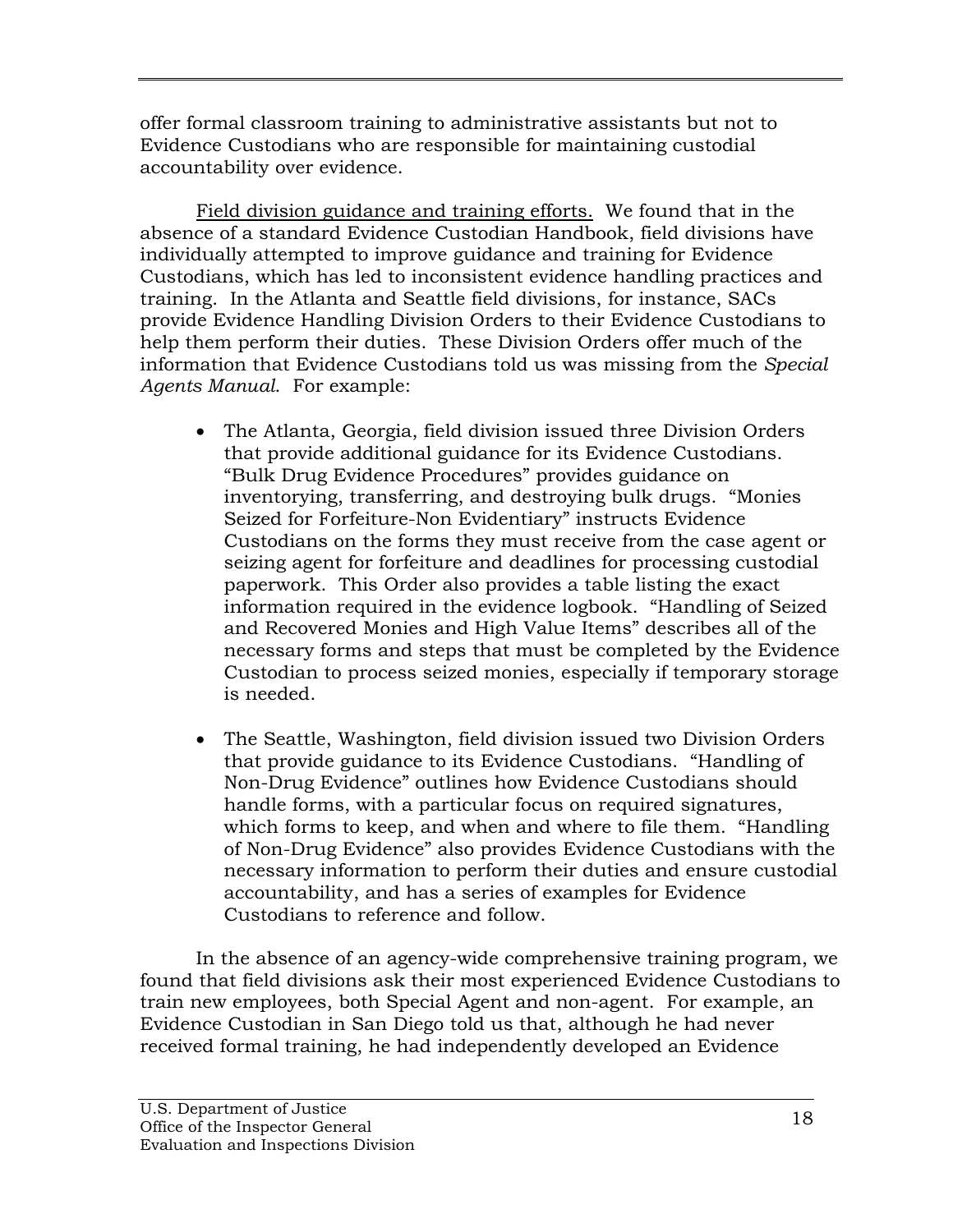offer formal classroom training to administrative assistants but not to Evidence Custodians who are responsible for maintaining custodial accountability over evidence.

Field division guidance and training efforts. We found that in the absence of a standard Evidence Custodian Handbook, field divisions have individually attempted to improve guidance and training for Evidence Custodians, which has led to inconsistent evidence handling practices and training. In the Atlanta and Seattle field divisions, for instance, SACs provide Evidence Handling Division Orders to their Evidence Custodians to help them perform their duties. These Division Orders offer much of the information that Evidence Custodians told us was missing from the *Special Agents Manual*. For example:

- The Atlanta, Georgia, field division issued three Division Orders that provide additional guidance for its Evidence Custodians. "Bulk Drug Evidence Procedures" provides guidance on inventorying, transferring, and destroying bulk drugs. "Monies Seized for Forfeiture-Non Evidentiary" instructs Evidence Custodians on the forms they must receive from the case agent or seizing agent for forfeiture and deadlines for processing custodial paperwork. This Order also provides a table listing the exact information required in the evidence logbook. "Handling of Seized and Recovered Monies and High Value Items" describes all of the necessary forms and steps that must be completed by the Evidence Custodian to process seized monies, especially if temporary storage is needed.

- The Seattle, Washington, field division issued two Division Orders that provide guidance to its Evidence Custodians. "Handling of Non-Drug Evidence" outlines how Evidence Custodians should handle forms, with a particular focus on required signatures, which forms to keep, and when and where to file them. "Handling of Non-Drug Evidence" also provides Evidence Custodians with the necessary information to perform their duties and ensure custodial accountability, and has a series of examples for Evidence Custodians to reference and follow.

In the absence of an agency-wide comprehensive training program, we found that field divisions ask their most experienced Evidence Custodians to train new employees, both Special Agent and non-agent. For example, an Evidence Custodian in San Diego told us that, although he had never received formal training, he had independently developed an Evidence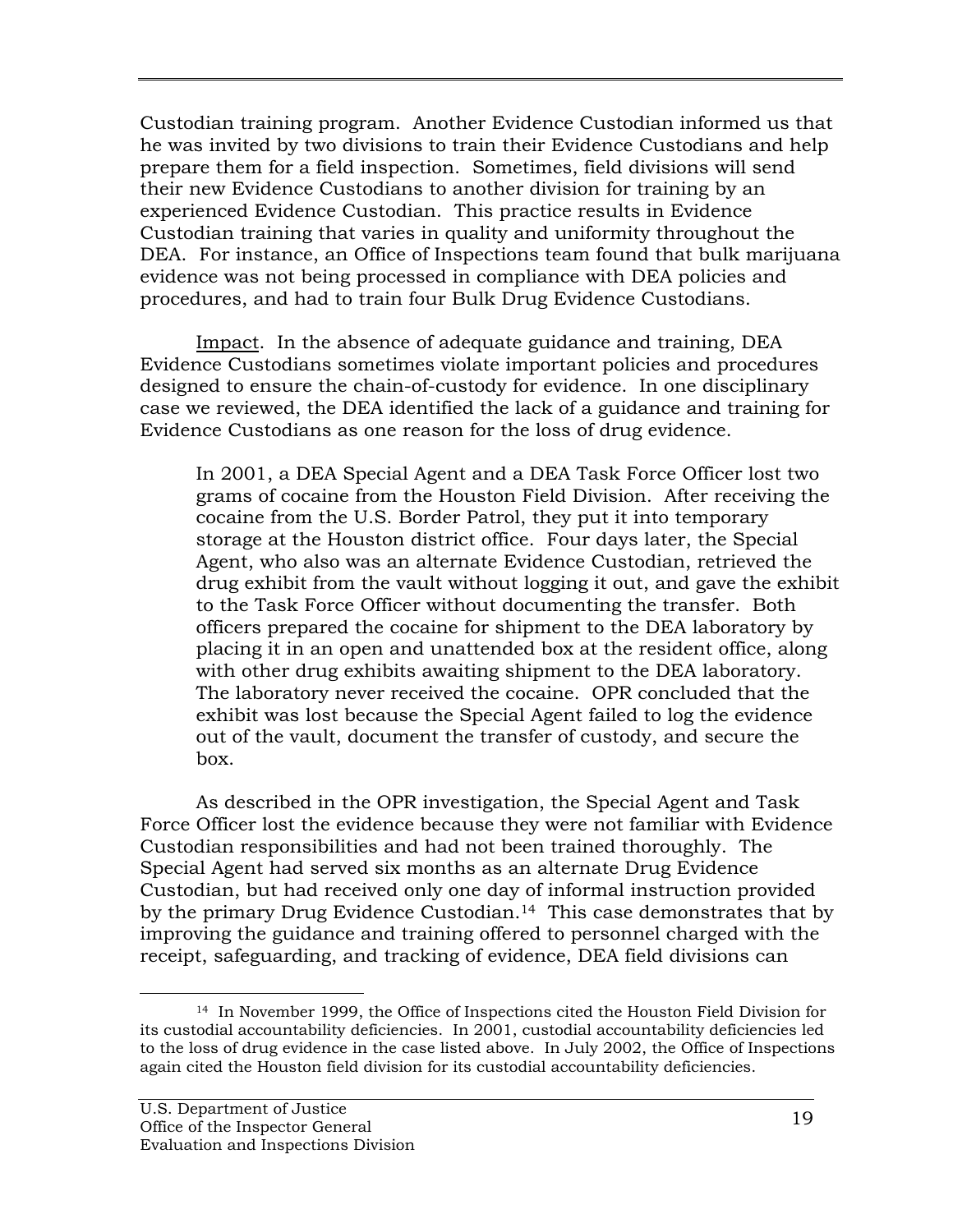Custodian training program. Another Evidence Custodian informed us that he was invited by two divisions to train their Evidence Custodians and help prepare them for a field inspection. Sometimes, field divisions will send their new Evidence Custodians to another division for training by an experienced Evidence Custodian. This practice results in Evidence Custodian training that varies in quality and uniformity throughout the DEA. For instance, an Office of Inspections team found that bulk marijuana evidence was not being processed in compliance with DEA policies and procedures, and had to train four Bulk Drug Evidence Custodians.

Impact. In the absence of adequate guidance and training, DEA Evidence Custodians sometimes violate important policies and procedures designed to ensure the chain-of-custody for evidence. In one disciplinary case we reviewed, the DEA identified the lack of a guidance and training for Evidence Custodians as one reason for the loss of drug evidence.

> In 2001, a DEA Special Agent and a DEA Task Force Officer lost two grams of cocaine from the Houston Field Division. After receiving the cocaine from the U.S. Border Patrol, they put it into temporary storage at the Houston district office. Four days later, the Special Agent, who also was an alternate Evidence Custodian, retrieved the drug exhibit from the vault without logging it out, and gave the exhibit to the Task Force Officer without documenting the transfer. Both officers prepared the cocaine for shipment to the DEA laboratory by placing it in an open and unattended box at the resident office, along with other drug exhibits awaiting shipment to the DEA laboratory. The laboratory never received the cocaine. OPR concluded that the exhibit was lost because the Special Agent failed to log the evidence out of the vault, document the transfer of custody, and secure the box.

As described in the OPR investigation, the Special Agent and Task Force Officer lost the evidence because they were not familiar with Evidence Custodian responsibilities and had not been trained thoroughly. The Special Agent had served six months as an alternate Drug Evidence Custodian, but had received only one day of informal instruction provided by the primary Drug Evidence Custodian.[14] This case demonstrates that by improving the guidance and training offered to personnel charged with the receipt, safeguarding, and tracking of evidence, DEA field divisions can

---

[14] In November 1999, the Office of Inspections cited the Houston Field Division for its custodial accountability deficiencies. In 2001, custodial accountability deficiencies led to the loss of drug evidence in the case listed above. In July 2002, the Office of Inspections again cited the Houston field division for its custodial accountability deficiencies.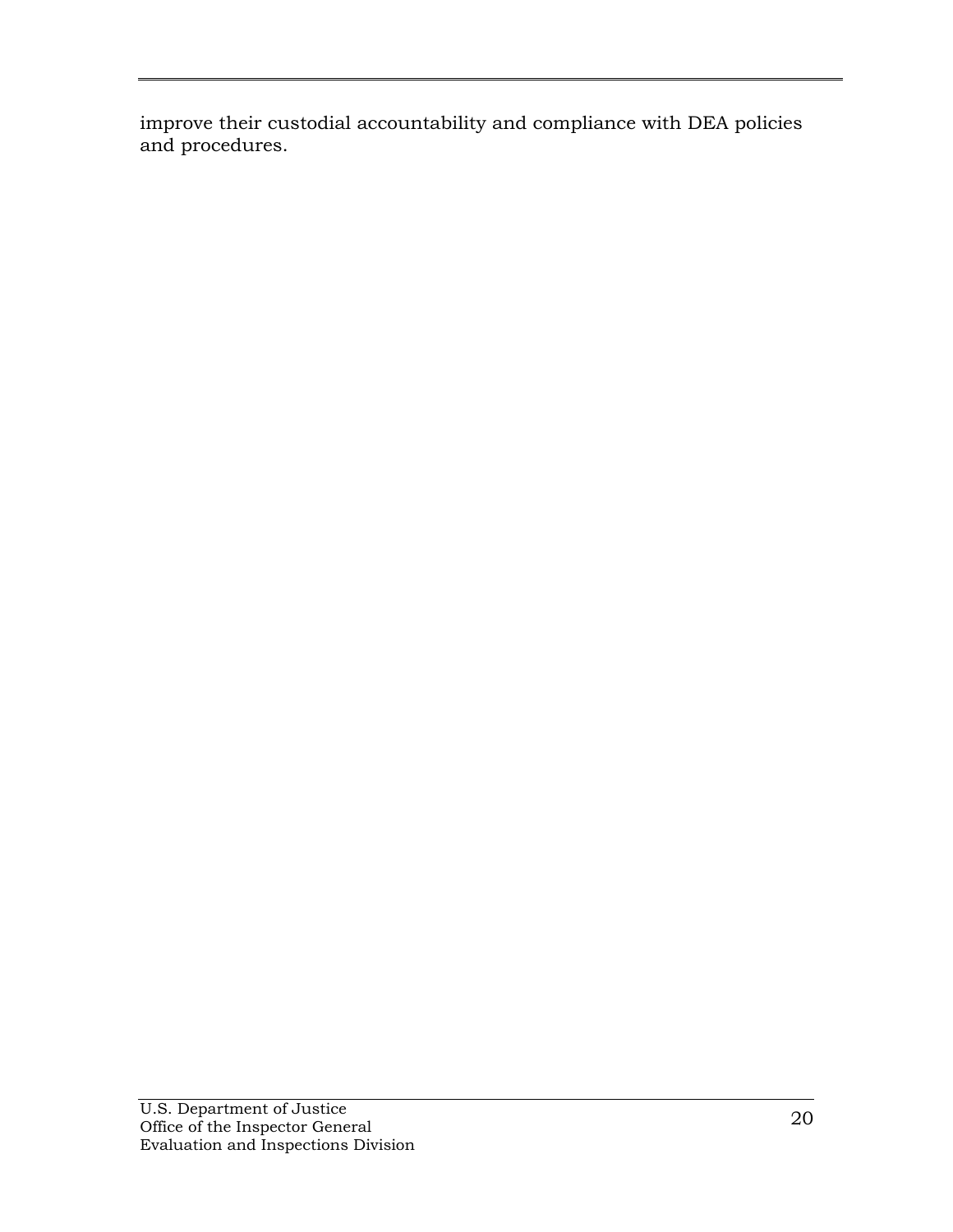improve their custodial accountability and compliance with DEA policies and procedures.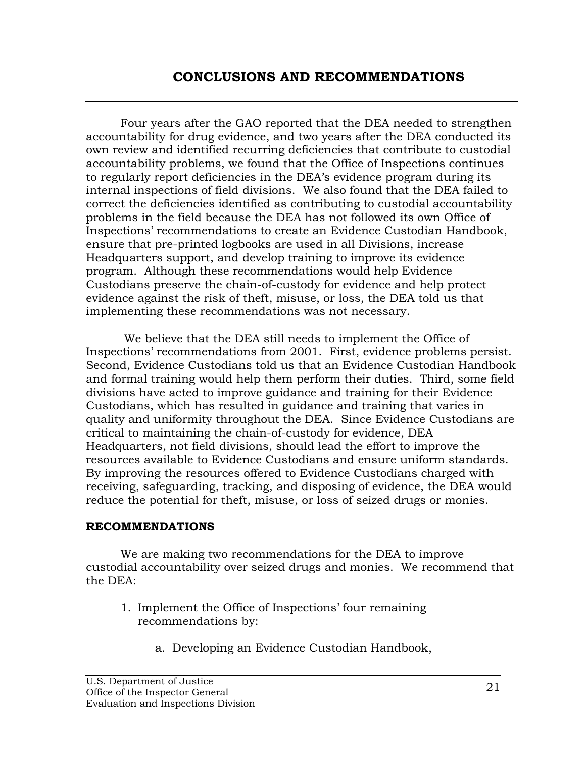# CONCLUSIONS AND RECOMMENDATIONS

Four years after the GAO reported that the DEA needed to strengthen accountability for drug evidence, and two years after the DEA conducted its own review and identified recurring deficiencies that contribute to custodial accountability problems, we found that the Office of Inspections continues to regularly report deficiencies in the DEA's evidence program during its internal inspections of field divisions. We also found that the DEA failed to correct the deficiencies identified as contributing to custodial accountability problems in the field because the DEA has not followed its own Office of Inspections' recommendations to create an Evidence Custodian Handbook, ensure that pre-printed logbooks are used in all Divisions, increase Headquarters support, and develop training to improve its evidence program. Although these recommendations would help Evidence Custodians preserve the chain-of-custody for evidence and help protect evidence against the risk of theft, misuse, or loss, the DEA told us that implementing these recommendations was not necessary.

We believe that the DEA still needs to implement the Office of Inspections' recommendations from 2001. First, evidence problems persist. Second, Evidence Custodians told us that an Evidence Custodian Handbook and formal training would help them perform their duties. Third, some field divisions have acted to improve guidance and training for their Evidence Custodians, which has resulted in guidance and training that varies in quality and uniformity throughout the DEA. Since Evidence Custodians are critical to maintaining the chain-of-custody for evidence, DEA Headquarters, not field divisions, should lead the effort to improve the resources available to Evidence Custodians and ensure uniform standards. By improving the resources offered to Evidence Custodians charged with receiving, safeguarding, tracking, and disposing of evidence, the DEA would reduce the potential for theft, misuse, or loss of seized drugs or monies.

## RECOMMENDATIONS

We are making two recommendations for the DEA to improve custodial accountability over seized drugs and monies. We recommend that the DEA:

1. Implement the Office of Inspections' four remaining recommendations by:

    a. Developing an Evidence Custodian Handbook,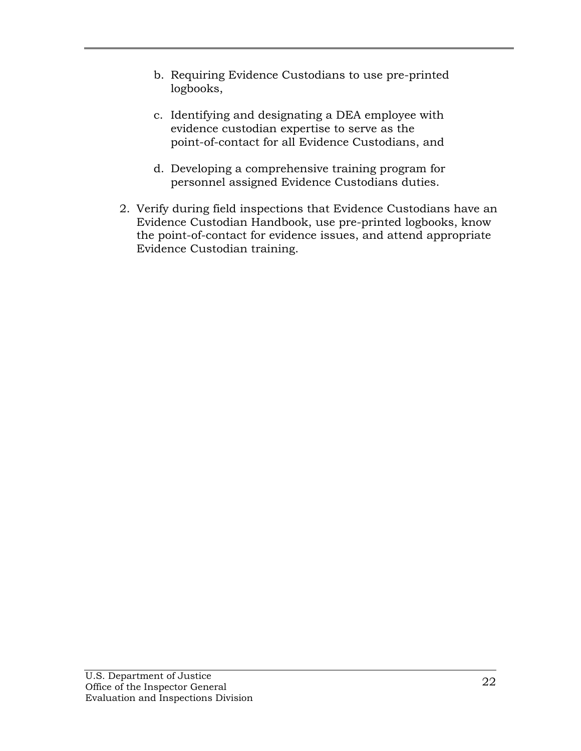b. Requiring Evidence Custodians to use pre-printed logbooks,

c. Identifying and designating a DEA employee with evidence custodian expertise to serve as the point-of-contact for all Evidence Custodians, and

d. Developing a comprehensive training program for personnel assigned Evidence Custodians duties.

2. Verify during field inspections that Evidence Custodians have an Evidence Custodian Handbook, use pre-printed logbooks, know the point-of-contact for evidence issues, and attend appropriate Evidence Custodian training.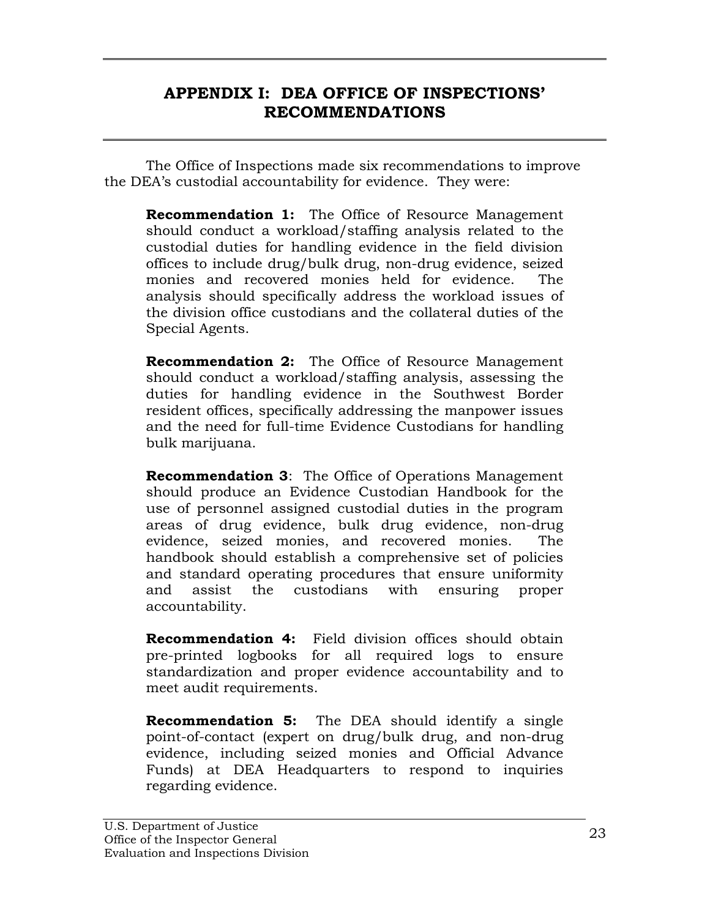# APPENDIX I: DEA OFFICE OF INSPECTIONS' RECOMMENDATIONS

The Office of Inspections made six recommendations to improve the DEA's custodial accountability for evidence. They were:

**Recommendation 1:** The Office of Resource Management should conduct a workload/staffing analysis related to the custodial duties for handling evidence in the field division offices to include drug/bulk drug, non-drug evidence, seized monies and recovered monies held for evidence. The analysis should specifically address the workload issues of the division office custodians and the collateral duties of the Special Agents.

**Recommendation 2:** The Office of Resource Management should conduct a workload/staffing analysis, assessing the duties for handling evidence in the Southwest Border resident offices, specifically addressing the manpower issues and the need for full-time Evidence Custodians for handling bulk marijuana.

**Recommendation 3**: The Office of Operations Management should produce an Evidence Custodian Handbook for the use of personnel assigned custodial duties in the program areas of drug evidence, bulk drug evidence, non-drug evidence, seized monies, and recovered monies. The handbook should establish a comprehensive set of policies and standard operating procedures that ensure uniformity and assist the custodians with ensuring proper accountability.

**Recommendation 4:** Field division offices should obtain pre-printed logbooks for all required logs to ensure standardization and proper evidence accountability and to meet audit requirements.

**Recommendation 5:** The DEA should identify a single point-of-contact (expert on drug/bulk drug, and non-drug evidence, including seized monies and Official Advance Funds) at DEA Headquarters to respond to inquiries regarding evidence.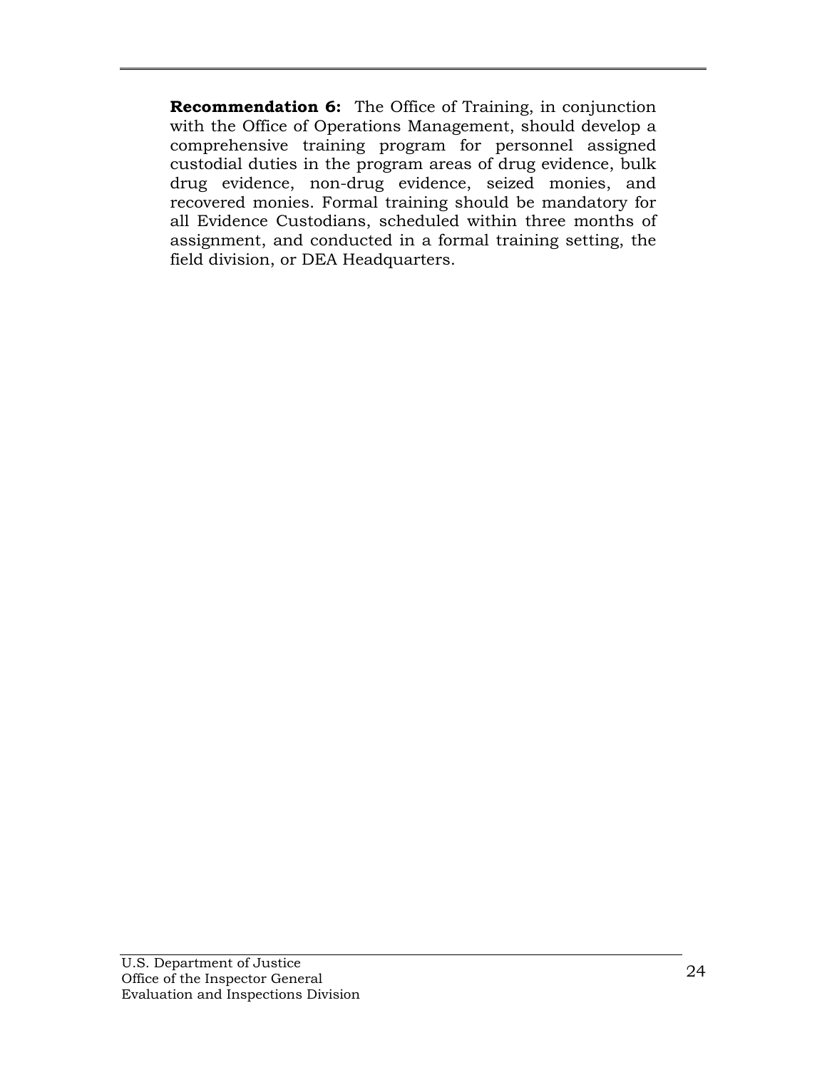**Recommendation 6:** The Office of Training, in conjunction with the Office of Operations Management, should develop a comprehensive training program for personnel assigned custodial duties in the program areas of drug evidence, bulk drug evidence, non-drug evidence, seized monies, and recovered monies. Formal training should be mandatory for all Evidence Custodians, scheduled within three months of assignment, and conducted in a formal training setting, the field division, or DEA Headquarters.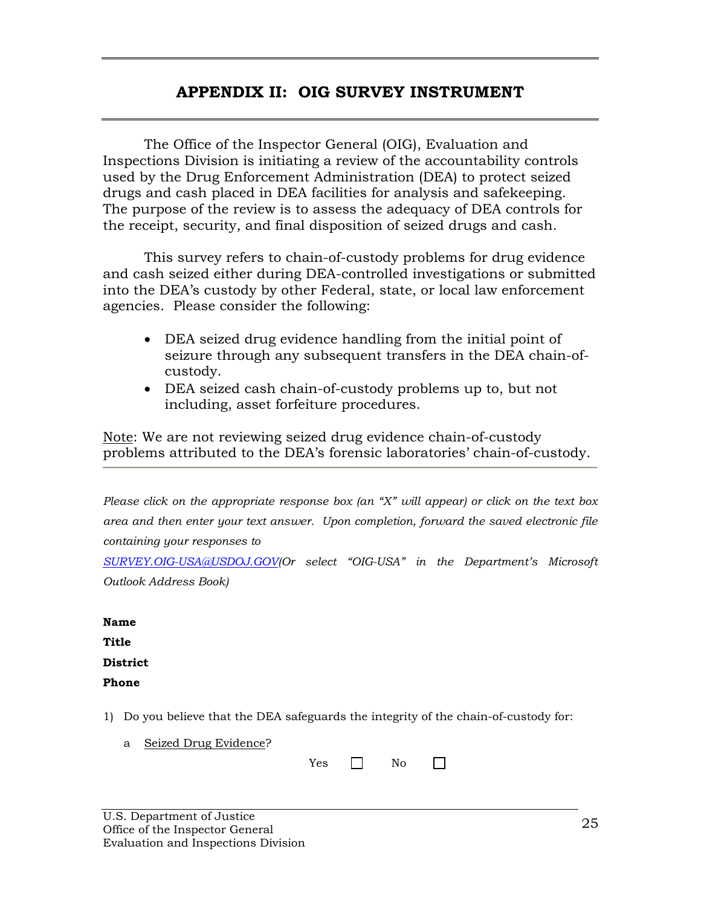# APPENDIX II: OIG SURVEY INSTRUMENT

The Office of the Inspector General (OIG), Evaluation and Inspections Division is initiating a review of the accountability controls used by the Drug Enforcement Administration (DEA) to protect seized drugs and cash placed in DEA facilities for analysis and safekeeping. The purpose of the review is to assess the adequacy of DEA controls for the receipt, security, and final disposition of seized drugs and cash.

This survey refers to chain-of-custody problems for drug evidence and cash seized either during DEA-controlled investigations or submitted into the DEA's custody by other Federal, state, or local law enforcement agencies. Please consider the following:

- DEA seized drug evidence handling from the initial point of seizure through any subsequent transfers in the DEA chain-of-custody.
- DEA seized cash chain-of-custody problems up to, but not including, asset forfeiture procedures.

Note: We are not reviewing seized drug evidence chain-of-custody problems attributed to the DEA's forensic laboratories' chain-of-custody.

---

*Please click on the appropriate response box (an "X" will appear) or click on the text box area and then enter your text answer. Upon completion, forward the saved electronic file containing your responses to*

*SURVEY.OIG-USA@USDOJ.GOV(Or select "OIG-USA" in the Department's Microsoft Outlook Address Book)*

**Name**

**Title**

**District**

**Phone**

1) Do you believe that the DEA safeguards the integrity of the chain-of-custody for:

   a Seized Drug Evidence?

   Yes ☐ No ☐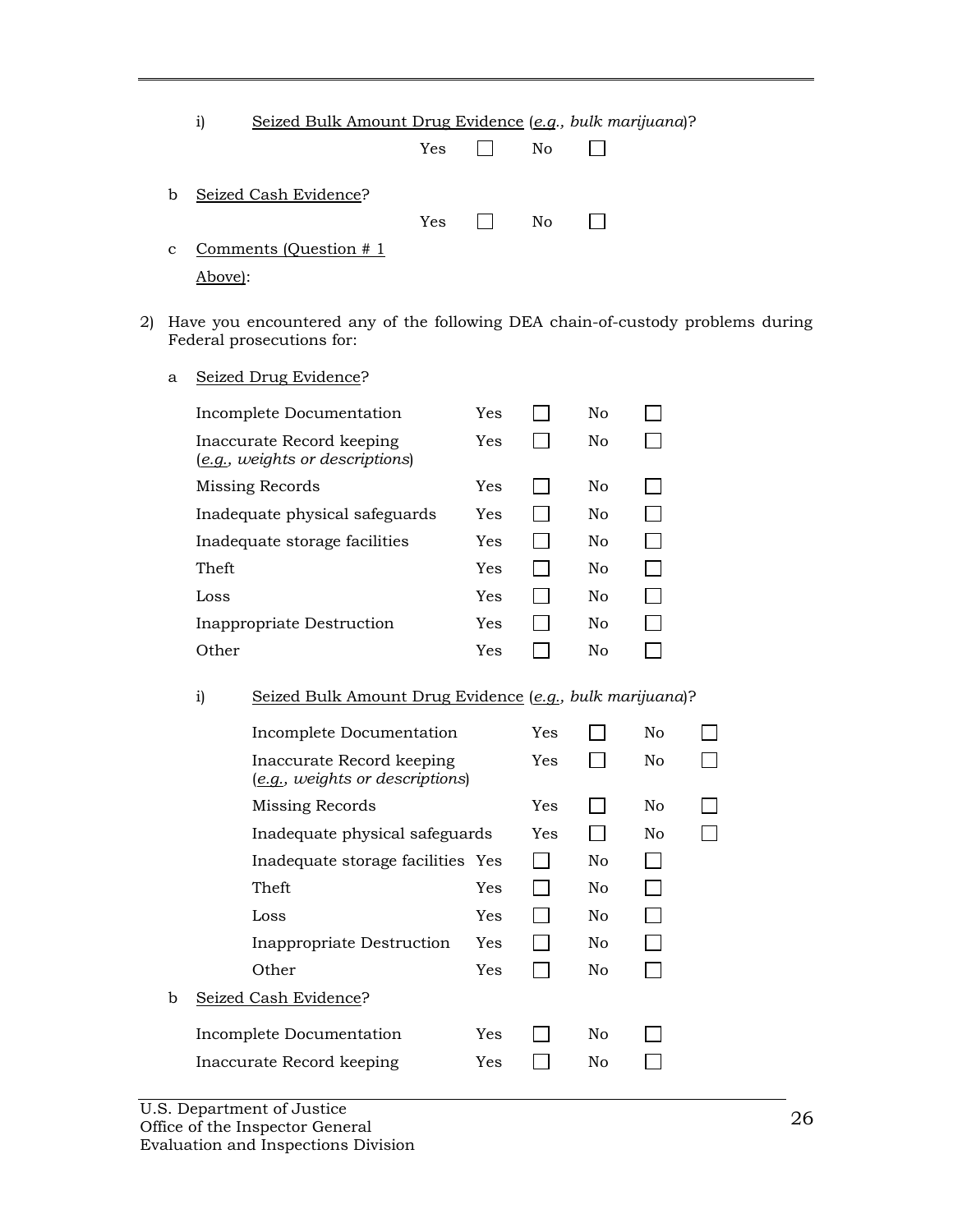i) Seized Bulk Amount Drug Evidence (*e.g., bulk marijuana*)?

Yes ☐ No ☐

b Seized Cash Evidence?

Yes ☐ No ☐

c Comments (Question # 1 Above):

2) Have you encountered any of the following DEA chain-of-custody problems during Federal prosecutions for:

a Seized Drug Evidence?

| | | | | |
|---|---|---|---|---|
| Incomplete Documentation | Yes | ☐ | No | ☐ |
| Inaccurate Record keeping (*e.g., weights or descriptions*) | Yes | ☐ | No | ☐ |
| Missing Records | Yes | ☐ | No | ☐ |
| Inadequate physical safeguards | Yes | ☐ | No | ☐ |
| Inadequate storage facilities | Yes | ☐ | No | ☐ |
| Theft | Yes | ☐ | No | ☐ |
| Loss | Yes | ☐ | No | ☐ |
| Inappropriate Destruction | Yes | ☐ | No | ☐ |
| Other | Yes | ☐ | No | ☐ |

i) Seized Bulk Amount Drug Evidence (*e.g., bulk marijuana*)?

| | | | | |
|---|---|---|---|---|
| Incomplete Documentation | Yes | ☐ | No | ☐ |
| Inaccurate Record keeping (*e.g., weights or descriptions*) | Yes | ☐ | No | ☐ |
| Missing Records | Yes | ☐ | No | ☐ |
| Inadequate physical safeguards | Yes | ☐ | No | ☐ |
| Inadequate storage facilities | Yes | ☐ | No | ☐ |
| Theft | Yes | ☐ | No | ☐ |
| Loss | Yes | ☐ | No | ☐ |
| Inappropriate Destruction | Yes | ☐ | No | ☐ |
| Other | Yes | ☐ | No | ☐ |

b Seized Cash Evidence?

| | | | | |
|---|---|---|---|---|
| Incomplete Documentation | Yes | ☐ | No | ☐ |
| Inaccurate Record keeping | Yes | ☐ | No | ☐ |

U.S. Department of Justice
Office of the Inspector General
Evaluation and Inspections Division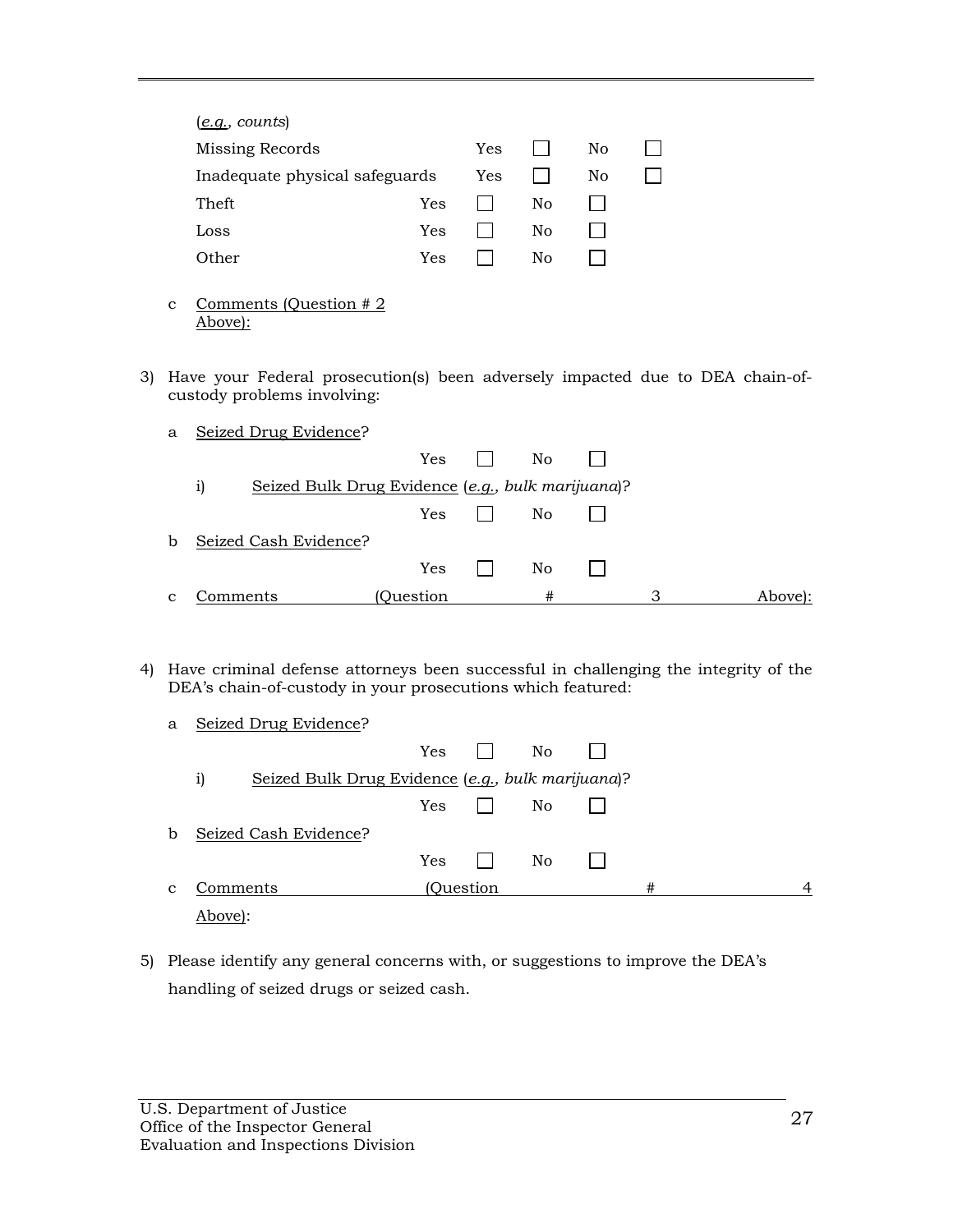(*e.g., counts*)

Missing Records Yes ☐ No ☐

Inadequate physical safeguards Yes ☐ No ☐

Theft Yes ☐ No ☐

Loss Yes ☐ No ☐

Other Yes ☐ No ☐

c Comments (Question # 2 Above):

3) Have your Federal prosecution(s) been adversely impacted due to DEA chain-of-custody problems involving:

a Seized Drug Evidence?

Yes ☐ No ☐

i) Seized Bulk Drug Evidence (*e.g., bulk marijuana*)?

Yes ☐ No ☐

b Seized Cash Evidence?

Yes ☐ No ☐

c Comments (Question # 3 Above):

4) Have criminal defense attorneys been successful in challenging the integrity of the DEA's chain-of-custody in your prosecutions which featured:

a Seized Drug Evidence?

Yes ☐ No ☐

i) Seized Bulk Drug Evidence (*e.g., bulk marijuana*)?

Yes ☐ No ☐

b Seized Cash Evidence?

Yes ☐ No ☐

c Comments (Question # 4 Above):

5) Please identify any general concerns with, or suggestions to improve the DEA's handling of seized drugs or seized cash.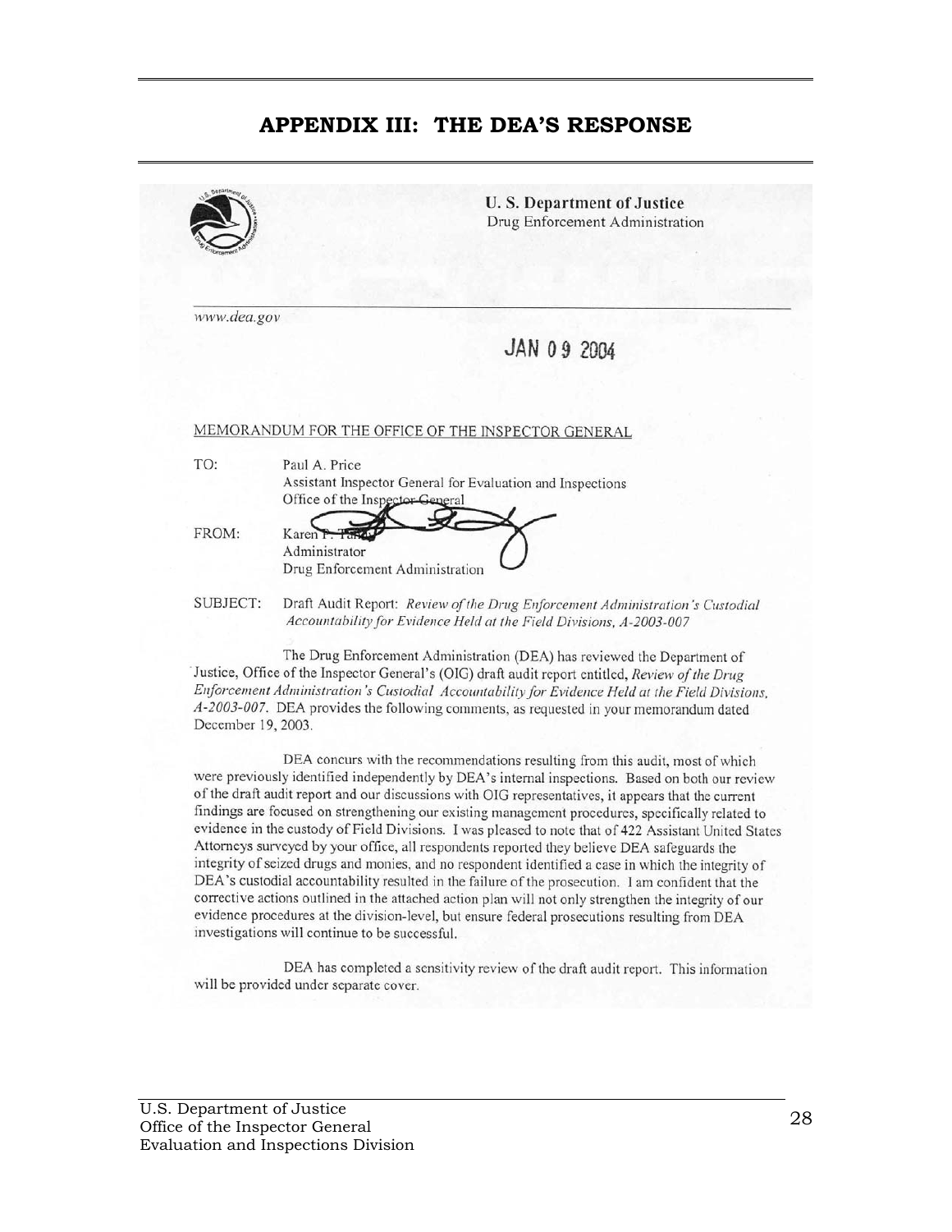# APPENDIX III: THE DEA'S RESPONSE

**U. S. Department of Justice**
Drug Enforcement Administration

www.dea.gov

JAN 09 2004

MEMORANDUM FOR THE OFFICE OF THE INSPECTOR GENERAL

TO: Paul A. Price
Assistant Inspector General for Evaluation and Inspections
Office of the Inspector General

FROM: Karen P. Tandy
Administrator
Drug Enforcement Administration

SUBJECT: Draft Audit Report: *Review of the Drug Enforcement Administration's Custodial Accountability for Evidence Held at the Field Divisions, A-2003-007*

The Drug Enforcement Administration (DEA) has reviewed the Department of Justice, Office of the Inspector General's (OIG) draft audit report entitled, *Review of the Drug Enforcement Administration's Custodial Accountability for Evidence Held at the Field Divisions, A-2003-007*. DEA provides the following comments, as requested in your memorandum dated December 19, 2003.

DEA concurs with the recommendations resulting from this audit, most of which were previously identified independently by DEA's internal inspections. Based on both our review of the draft audit report and our discussions with OIG representatives, it appears that the current findings are focused on strengthening our existing management procedures, specifically related to evidence in the custody of Field Divisions. I was pleased to note that of 422 Assistant United States Attorneys surveyed by your office, all respondents reported they believe DEA safeguards the integrity of seized drugs and monies, and no respondent identified a case in which the integrity of DEA's custodial accountability resulted in the failure of the prosecution. I am confident that the corrective actions outlined in the attached action plan will not only strengthen the integrity of our evidence procedures at the division-level, but ensure federal prosecutions resulting from DEA investigations will continue to be successful.

DEA has completed a sensitivity review of the draft audit report. This information will be provided under separate cover.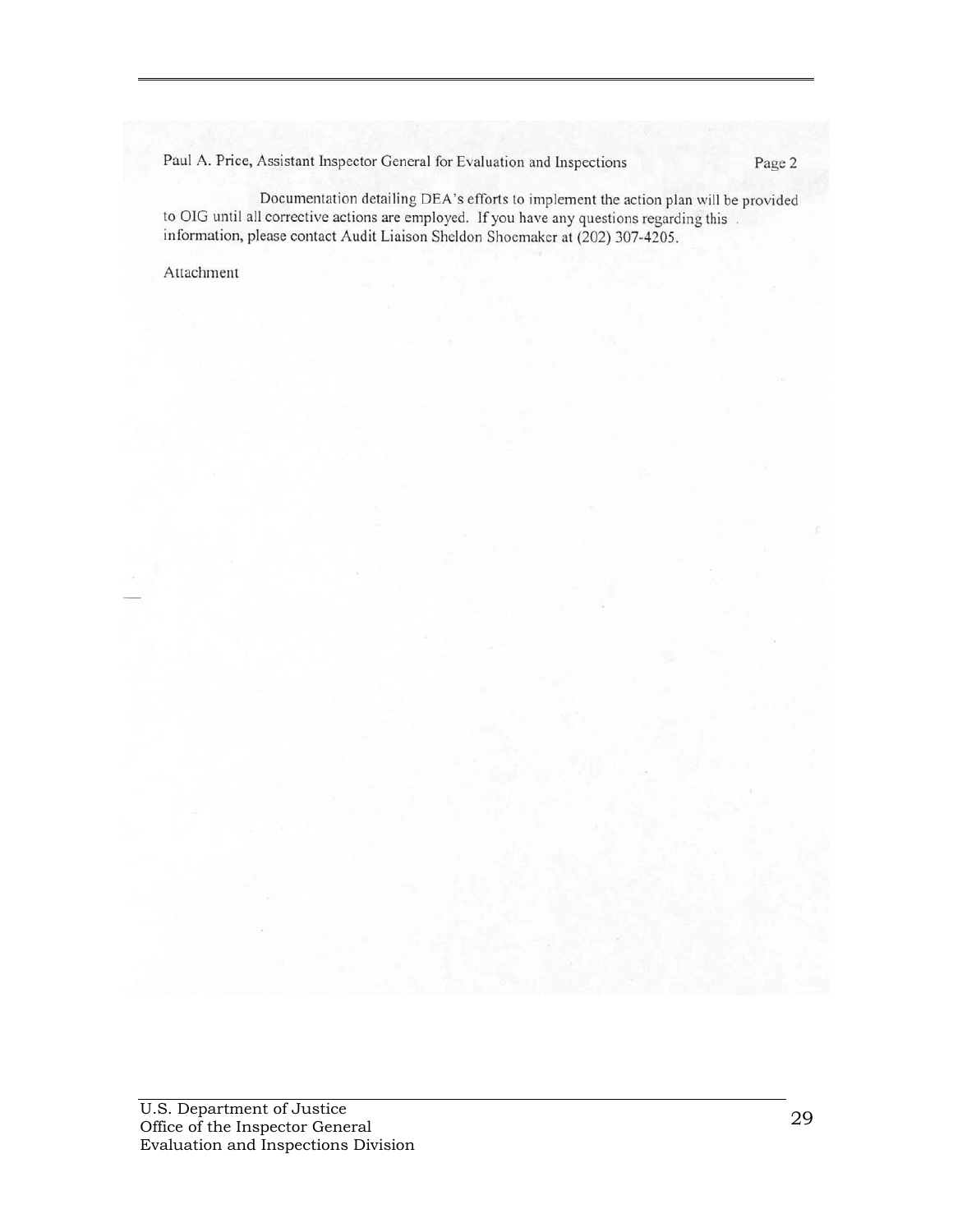Paul A. Price, Assistant Inspector General for Evaluation and Inspections

Documentation detailing DEA's efforts to implement the action plan will be provided to OIG until all corrective actions are employed. If you have any questions regarding this information, please contact Audit Liaison Sheldon Shoemaker at (202) 307-4205.

Attachment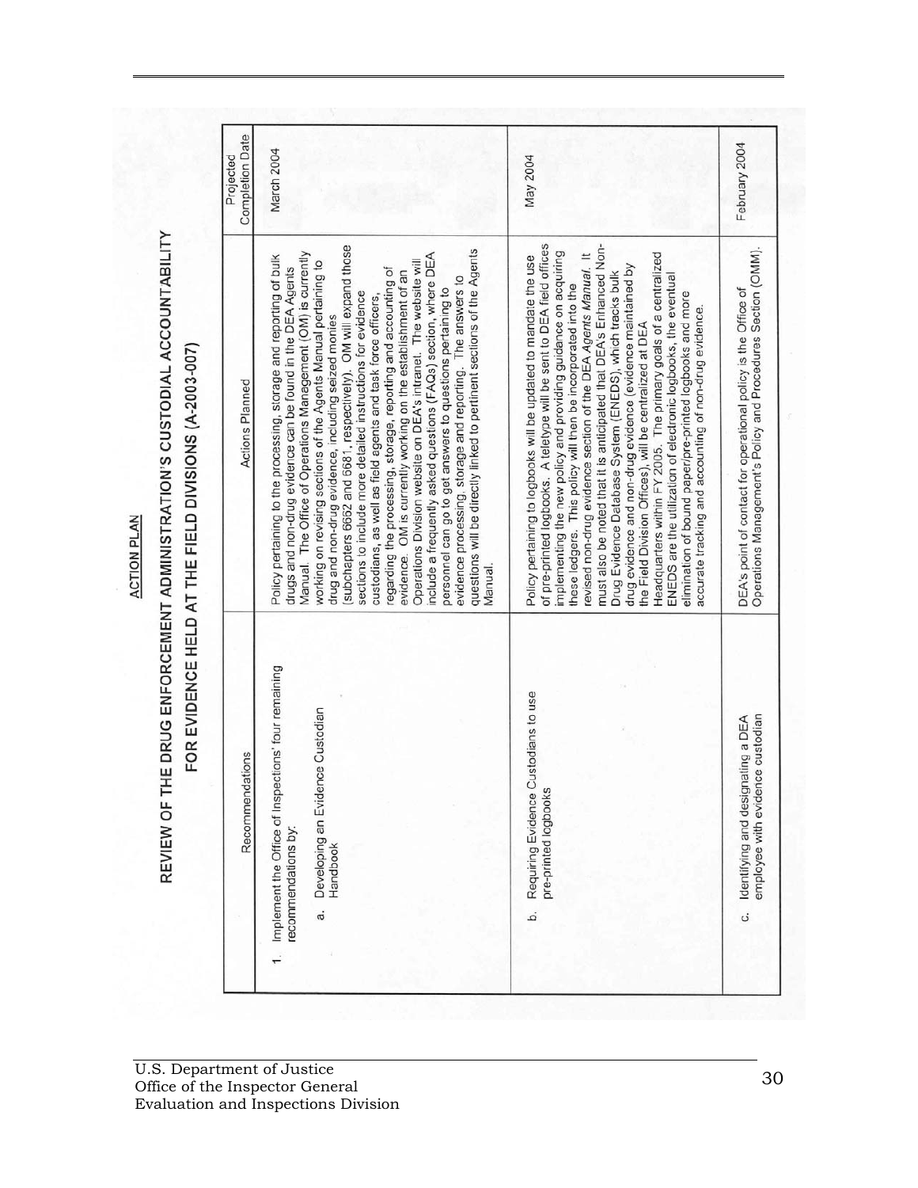ACTION PLAN

# REVIEW OF THE DRUG ENFORCEMENT ADMINISTRATION'S CUSTODIAL ACCOUNTABILITY FOR EVIDENCE HELD AT THE FIELD DIVISIONS (A-2003-007)

| Recommendations | Actions Planned | Projected Completion Date |
|---|---|---|
| 1. Implement the Office of Inspections' four remaining recommendations by:<br><br>a. Developing an Evidence Custodian Handbook | Policy pertaining to the processing, storage and reporting of bulk drugs and non-drug evidence can be found in the DEA Agents Manual. The Office of Operations Management (OM) is currently working on revising sections of the Agents Manual pertaining to drug and non-drug evidence, including seized monies (subchapters 6662 and 6681, respectively). OM will expand those sections to include more detailed instructions for evidence custodians, as well as field agents and task force officers, regarding the processing, storage, reporting and accounting of evidence. OM is currently working on the establishment of an Operations Division website on DEA's intranet. The website will include a frequently asked questions (FAQs) section, where DEA personnel can go to get answers to questions pertaining to evidence processing, storage and reporting. The answers to questions will be directly linked to pertinent sections of the Agents Manual. | March 2004 |
| b. Requiring Evidence Custodians to use pre-printed logbooks | Policy pertaining to logbooks will be updated to mandate the use of pre-printed logbooks. A teletype will be sent to DEA field offices implementing the new policy and providing guidance on acquiring these ledgers. This policy will then be incorporated into the revised non-drug evidence section of the DEA *Agents Manual*. It must also be noted that it is anticipated that DEA's Enhanced Non-Drug Evidence Database System (ENEDS), which tracks bulk drug evidence and non-drug evidence (evidence maintained by the Field Division Offices), will be centralized at DEA Headquarters within FY 2005. The primary goals of a centralized ENEDS are the utilization of electronic logbooks, the eventual elimination of bound paper/pre-printed logbooks and more accurate tracking and accounting of non-drug evidence. | May 2004 |
| c. Identifying and designating a DEA employee with evidence custodian | DEA's point of contact for operational policy is the Office of Operations Management's Policy and Procedures Section (OMM). | February 2004 |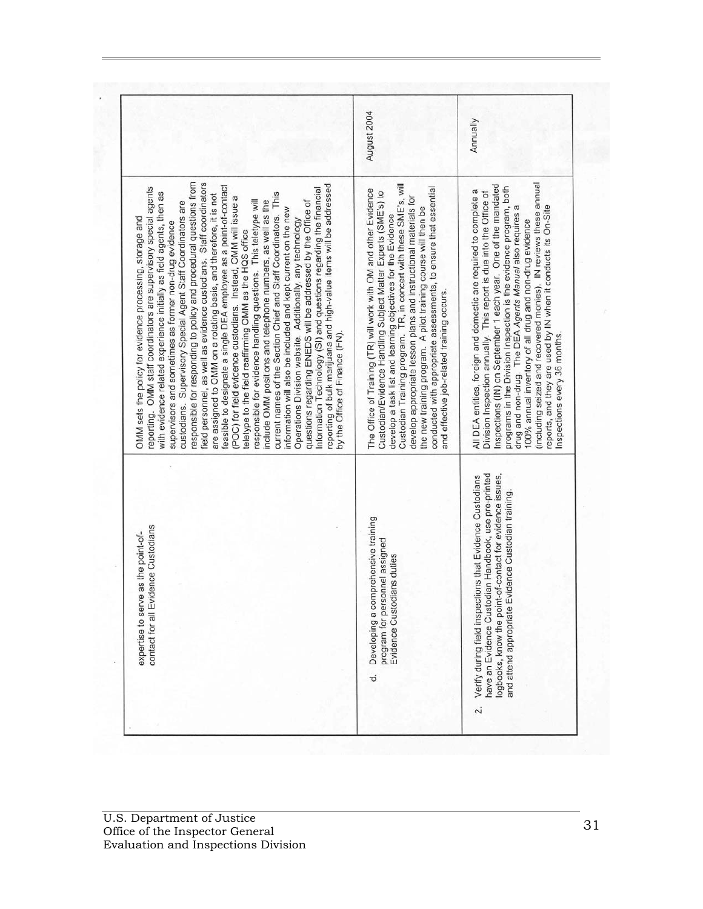| | | |
|---|---|---|
| expertise to serve as the point-of-contact for all Evidence Custodians | OMM sets the policy for evidence processing, storage and reporting. OMM staff coordinators are supervisory special agents with evidence related experience initially as field agents, then as supervisors and sometimes as former non-drug evidence custodians. Supervisory Special Agent Staff Coordinators are responsible for responding to policy and procedural questions from field personnel, as well as evidence custodians. Staff coordinators are assigned to OMM on a rotating basis, and therefore, it is not feasible to designate a single DEA employee as a point-of-contact (POC) for field evidence custodians. Instead, OMM will issue a teletype to the field reaffirming OMM as the HQS office responsible for evidence handling questions. This teletype will include OMM positions and telephone numbers, as well as the current names of the Section Chief and Staff Coordinators. This information will also be included and kept current on the new Operations Division website. Additionally, any technology questions regarding ENEDS will be addressed by the Office of Information Technology (SI) and questions regarding the financial reporting of bulk marijuana and high-value items will be addressed by the Office of Finance (FN). | |
| d. Developing a comprehensive training program for personnel assigned Evidence Custodians duties | The Office of Training (TR) will work with OM and other Evidence Custodian/Evidence Handling Subject Matter Experts (SME's) to develop a task list and learning objectives for the Evidence Custodian Training program. TR, in concert with these SME's, will develop appropriate lesson plans and instructional materials for the new training program. A pilot training course will then be conducted with appropriate assessments, to ensure that essential and effective job-related training occurs. | August 2004 |
| 2. Verify during field inspections that Evidence Custodians have an Evidence Custodian Handbook, use pre-printed logbooks, know the point-of-contact for evidence issues, and attend appropriate Evidence Custodian training. | All DEA entities, foreign and domestic are required to complete a Division Inspection annually. This report is due into the Office of Inspections (IN) on September 1 each year. One of the mandated programs in the Division Inspection is the evidence program, both drug and non-drug. The DEA *Agents Manual* also requires a 100% annual inventory of all drug and non-drug evidence (including seized and recovered monies). IN reviews these annual reports, and they are used by IN when it conducts its On-Site Inspections every 36 months. | Annually |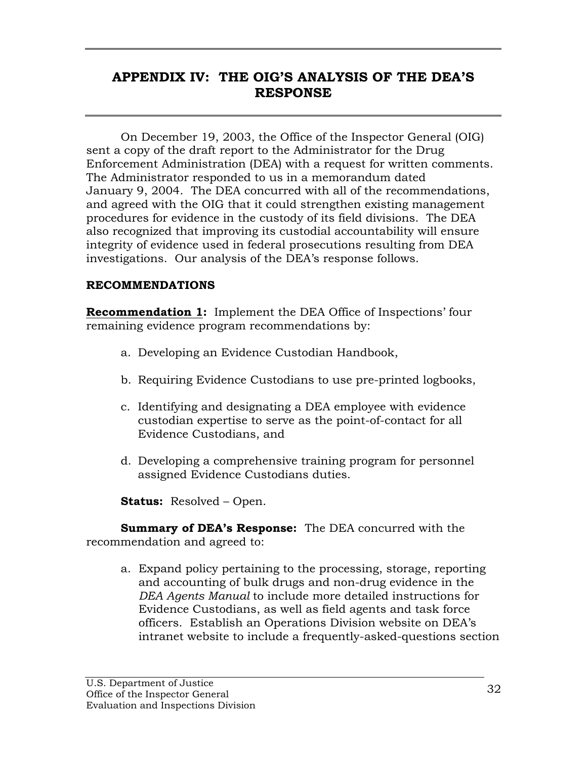## APPENDIX IV: THE OIG'S ANALYSIS OF THE DEA'S RESPONSE

On December 19, 2003, the Office of the Inspector General (OIG) sent a copy of the draft report to the Administrator for the Drug Enforcement Administration (DEA) with a request for written comments. The Administrator responded to us in a memorandum dated January 9, 2004. The DEA concurred with all of the recommendations, and agreed with the OIG that it could strengthen existing management procedures for evidence in the custody of its field divisions. The DEA also recognized that improving its custodial accountability will ensure integrity of evidence used in federal prosecutions resulting from DEA investigations. Our analysis of the DEA's response follows.

### RECOMMENDATIONS

**Recommendation 1:** Implement the DEA Office of Inspections' four remaining evidence program recommendations by:

a. Developing an Evidence Custodian Handbook,

b. Requiring Evidence Custodians to use pre-printed logbooks,

c. Identifying and designating a DEA employee with evidence custodian expertise to serve as the point-of-contact for all Evidence Custodians, and

d. Developing a comprehensive training program for personnel assigned Evidence Custodians duties.

**Status:** Resolved – Open.

**Summary of DEA's Response:** The DEA concurred with the recommendation and agreed to:

a. Expand policy pertaining to the processing, storage, reporting and accounting of bulk drugs and non-drug evidence in the *DEA Agents Manual* to include more detailed instructions for Evidence Custodians, as well as field agents and task force officers. Establish an Operations Division website on DEA's intranet website to include a frequently-asked-questions section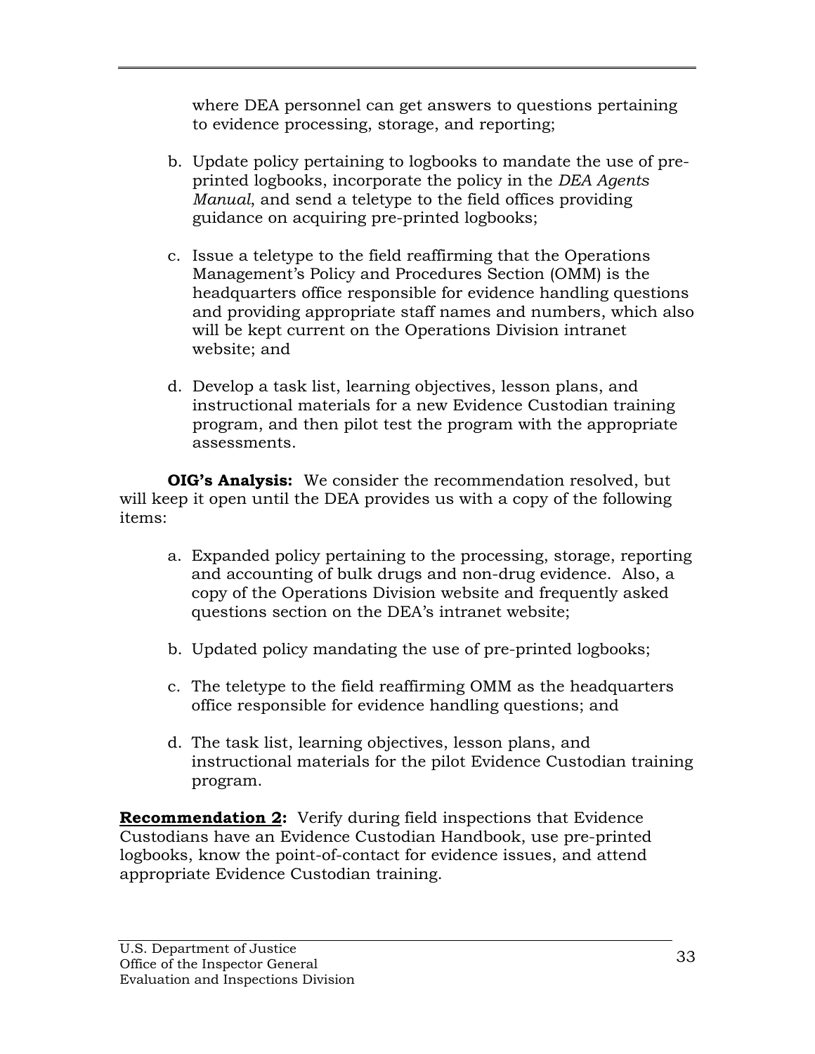where DEA personnel can get answers to questions pertaining to evidence processing, storage, and reporting;

b. Update policy pertaining to logbooks to mandate the use of pre-printed logbooks, incorporate the policy in the *DEA Agents Manual*, and send a teletype to the field offices providing guidance on acquiring pre-printed logbooks;

c. Issue a teletype to the field reaffirming that the Operations Management's Policy and Procedures Section (OMM) is the headquarters office responsible for evidence handling questions and providing appropriate staff names and numbers, which also will be kept current on the Operations Division intranet website; and

d. Develop a task list, learning objectives, lesson plans, and instructional materials for a new Evidence Custodian training program, and then pilot test the program with the appropriate assessments.

**OIG's Analysis:** We consider the recommendation resolved, but will keep it open until the DEA provides us with a copy of the following items:

a. Expanded policy pertaining to the processing, storage, reporting and accounting of bulk drugs and non-drug evidence. Also, a copy of the Operations Division website and frequently asked questions section on the DEA's intranet website;

b. Updated policy mandating the use of pre-printed logbooks;

c. The teletype to the field reaffirming OMM as the headquarters office responsible for evidence handling questions; and

d. The task list, learning objectives, lesson plans, and instructional materials for the pilot Evidence Custodian training program.

**Recommendation 2:** Verify during field inspections that Evidence Custodians have an Evidence Custodian Handbook, use pre-printed logbooks, know the point-of-contact for evidence issues, and attend appropriate Evidence Custodian training.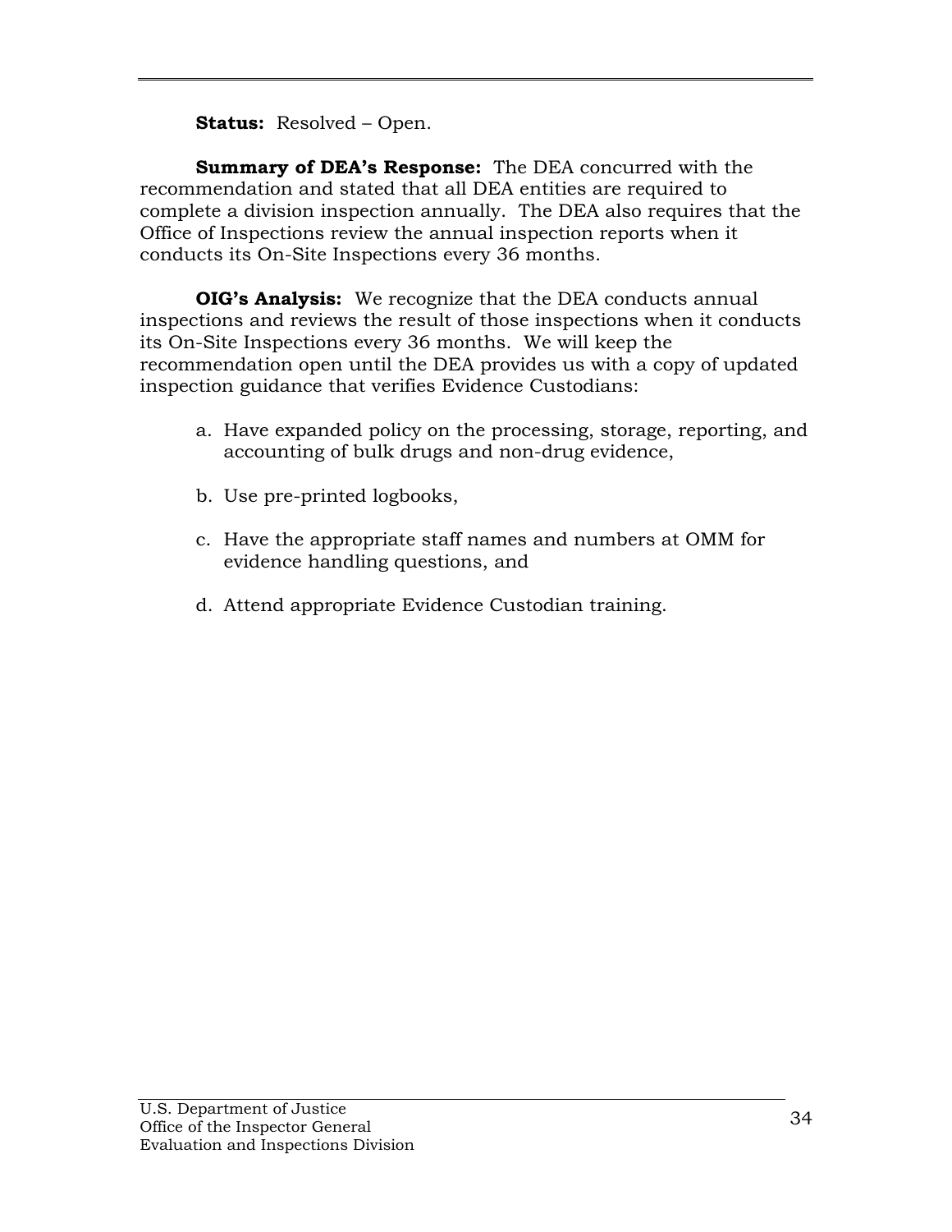**Status:** Resolved – Open.

**Summary of DEA's Response:** The DEA concurred with the recommendation and stated that all DEA entities are required to complete a division inspection annually. The DEA also requires that the Office of Inspections review the annual inspection reports when it conducts its On-Site Inspections every 36 months.

**OIG's Analysis:** We recognize that the DEA conducts annual inspections and reviews the result of those inspections when it conducts its On-Site Inspections every 36 months. We will keep the recommendation open until the DEA provides us with a copy of updated inspection guidance that verifies Evidence Custodians:

a. Have expanded policy on the processing, storage, reporting, and accounting of bulk drugs and non-drug evidence,

b. Use pre-printed logbooks,

c. Have the appropriate staff names and numbers at OMM for evidence handling questions, and

d. Attend appropriate Evidence Custodian training.